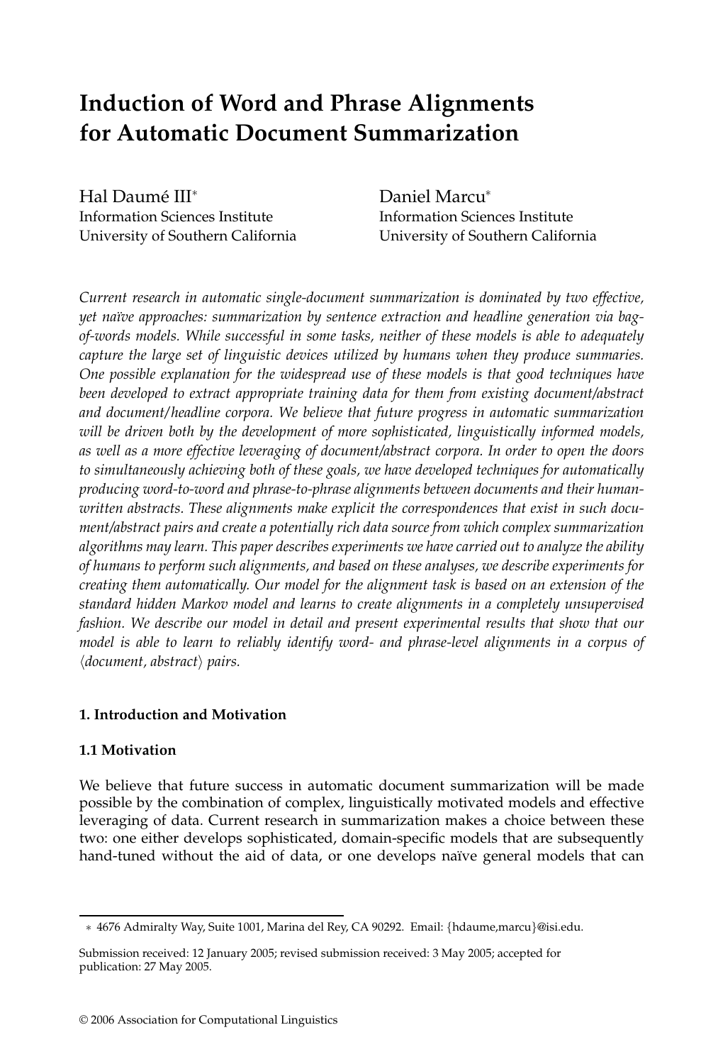# Induction of Word and Phrase Alignments for Automatic Document Summarization

Hal Daumé III*
Information Sciences Institute
University of Southern California

Daniel Marcu*
Information Sciences Institute
University of Southern California

*Current research in automatic single-document summarization is dominated by two effective, yet naïve approaches: summarization by sentence extraction and headline generation via bag-of-words models. While successful in some tasks, neither of these models is able to adequately capture the large set of linguistic devices utilized by humans when they produce summaries. One possible explanation for the widespread use of these models is that good techniques have been developed to extract appropriate training data for them from existing document/abstract and document/headline corpora. We believe that future progress in automatic summarization will be driven both by the development of more sophisticated, linguistically informed models, as well as a more effective leveraging of document/abstract corpora. In order to open the doors to simultaneously achieving both of these goals, we have developed techniques for automatically producing word-to-word and phrase-to-phrase alignments between documents and their human-written abstracts. These alignments make explicit the correspondences that exist in such document/abstract pairs and create a potentially rich data source from which complex summarization algorithms may learn. This paper describes experiments we have carried out to analyze the ability of humans to perform such alignments, and based on these analyses, we describe experiments for creating them automatically. Our model for the alignment task is based on an extension of the standard hidden Markov model and learns to create alignments in a completely unsupervised fashion. We describe our model in detail and present experimental results that show that our model is able to learn to reliably identify word- and phrase-level alignments in a corpus of ⟨document, abstract⟩ pairs.*

## 1. Introduction and Motivation

### 1.1 Motivation

We believe that future success in automatic document summarization will be made possible by the combination of complex, linguistically motivated models and effective leveraging of data. Current research in summarization makes a choice between these two: one either develops sophisticated, domain-specific models that are subsequently hand-tuned without the aid of data, or one develops naïve general models that can

---

* 4676 Admiralty Way, Suite 1001, Marina del Rey, CA 90292. Email: {hdaume,marcu}@isi.edu.

Submission received: 12 January 2005; revised submission received: 3 May 2005; accepted for publication: 27 May 2005.

© 2006 Association for Computational Linguistics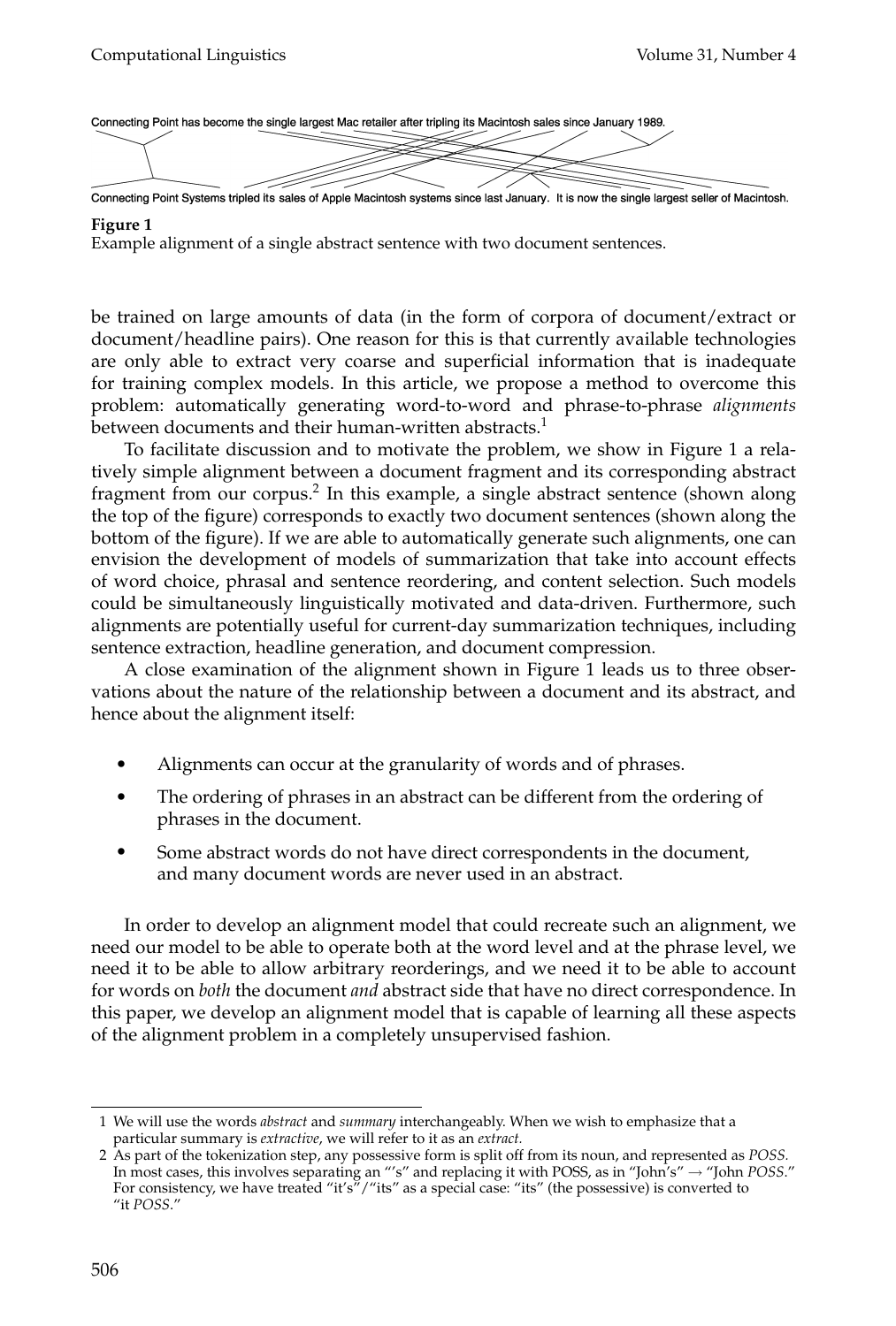Connecting Point has become the single largest Mac retailer after tripling its Macintosh sales since January 1989.

Connecting Point Systems tripled its sales of Apple Macintosh systems since last January. It is now the single largest seller of Macintosh.

**Figure 1**
Example alignment of a single abstract sentence with two document sentences.

be trained on large amounts of data (in the form of corpora of document/extract or document/headline pairs). One reason for this is that currently available technologies are only able to extract very coarse and superficial information that is inadequate for training complex models. In this article, we propose a method to overcome this problem: automatically generating word-to-word and phrase-to-phrase *alignments* between documents and their human-written abstracts.[1]

To facilitate discussion and to motivate the problem, we show in Figure 1 a relatively simple alignment between a document fragment and its corresponding abstract fragment from our corpus.[2] In this example, a single abstract sentence (shown along the top of the figure) corresponds to exactly two document sentences (shown along the bottom of the figure). If we are able to automatically generate such alignments, one can envision the development of models of summarization that take into account effects of word choice, phrasal and sentence reordering, and content selection. Such models could be simultaneously linguistically motivated and data-driven. Furthermore, such alignments are potentially useful for current-day summarization techniques, including sentence extraction, headline generation, and document compression.

A close examination of the alignment shown in Figure 1 leads us to three observations about the nature of the relationship between a document and its abstract, and hence about the alignment itself:

- Alignments can occur at the granularity of words and of phrases.
- The ordering of phrases in an abstract can be different from the ordering of phrases in the document.
- Some abstract words do not have direct correspondents in the document, and many document words are never used in an abstract.

In order to develop an alignment model that could recreate such an alignment, we need our model to be able to operate both at the word level and at the phrase level, we need it to be able to allow arbitrary reorderings, and we need it to be able to account for words on *both* the document *and* abstract side that have no direct correspondence. In this paper, we develop an alignment model that is capable of learning all these aspects of the alignment problem in a completely unsupervised fashion.

---

1 We will use the words *abstract* and *summary* interchangeably. When we wish to emphasize that a particular summary is *extractive*, we will refer to it as an *extract*.

2 As part of the tokenization step, any possessive form is split off from its noun, and represented as *POSS*. In most cases, this involves separating an "'s" and replacing it with POSS, as in "John's" → "John *POSS*." For consistency, we have treated "it's"/"its" as a special case: "its" (the possessive) is converted to "it *POSS*."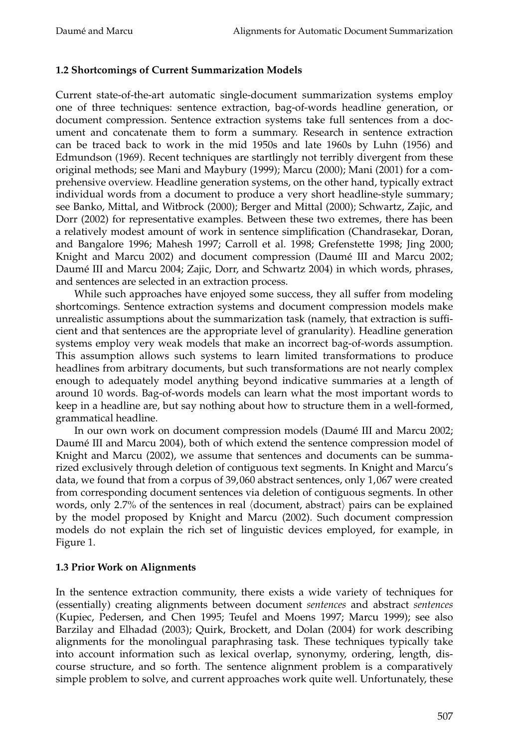### 1.2 Shortcomings of Current Summarization Models

Current state-of-the-art automatic single-document summarization systems employ one of three techniques: sentence extraction, bag-of-words headline generation, or document compression. Sentence extraction systems take full sentences from a document and concatenate them to form a summary. Research in sentence extraction can be traced back to work in the mid 1950s and late 1960s by Luhn (1956) and Edmundson (1969). Recent techniques are startlingly not terribly divergent from these original methods; see Mani and Maybury (1999); Marcu (2000); Mani (2001) for a comprehensive overview. Headline generation systems, on the other hand, typically extract individual words from a document to produce a very short headline-style summary; see Banko, Mittal, and Witbrock (2000); Berger and Mittal (2000); Schwartz, Zajic, and Dorr (2002) for representative examples. Between these two extremes, there has been a relatively modest amount of work in sentence simplification (Chandrasekar, Doran, and Bangalore 1996; Mahesh 1997; Carroll et al. 1998; Grefenstette 1998; Jing 2000; Knight and Marcu 2002) and document compression (Daumé III and Marcu 2002; Daumé III and Marcu 2004; Zajic, Dorr, and Schwartz 2004) in which words, phrases, and sentences are selected in an extraction process.

While such approaches have enjoyed some success, they all suffer from modeling shortcomings. Sentence extraction systems and document compression models make unrealistic assumptions about the summarization task (namely, that extraction is sufficient and that sentences are the appropriate level of granularity). Headline generation systems employ very weak models that make an incorrect bag-of-words assumption. This assumption allows such systems to learn limited transformations to produce headlines from arbitrary documents, but such transformations are not nearly complex enough to adequately model anything beyond indicative summaries at a length of around 10 words. Bag-of-words models can learn what the most important words to keep in a headline are, but say nothing about how to structure them in a well-formed, grammatical headline.

In our own work on document compression models (Daumé III and Marcu 2002; Daumé III and Marcu 2004), both of which extend the sentence compression model of Knight and Marcu (2002), we assume that sentences and documents can be summarized exclusively through deletion of contiguous text segments. In Knight and Marcu's data, we found that from a corpus of 39,060 abstract sentences, only 1,067 were created from corresponding document sentences via deletion of contiguous segments. In other words, only 2.7% of the sentences in real ⟨document, abstract⟩ pairs can be explained by the model proposed by Knight and Marcu (2002). Such document compression models do not explain the rich set of linguistic devices employed, for example, in Figure 1.

### 1.3 Prior Work on Alignments

In the sentence extraction community, there exists a wide variety of techniques for (essentially) creating alignments between document *sentences* and abstract *sentences* (Kupiec, Pedersen, and Chen 1995; Teufel and Moens 1997; Marcu 1999); see also Barzilay and Elhadad (2003); Quirk, Brockett, and Dolan (2004) for work describing alignments for the monolingual paraphrasing task. These techniques typically take into account information such as lexical overlap, synonymy, ordering, length, discourse structure, and so forth. The sentence alignment problem is a comparatively simple problem to solve, and current approaches work quite well. Unfortunately, these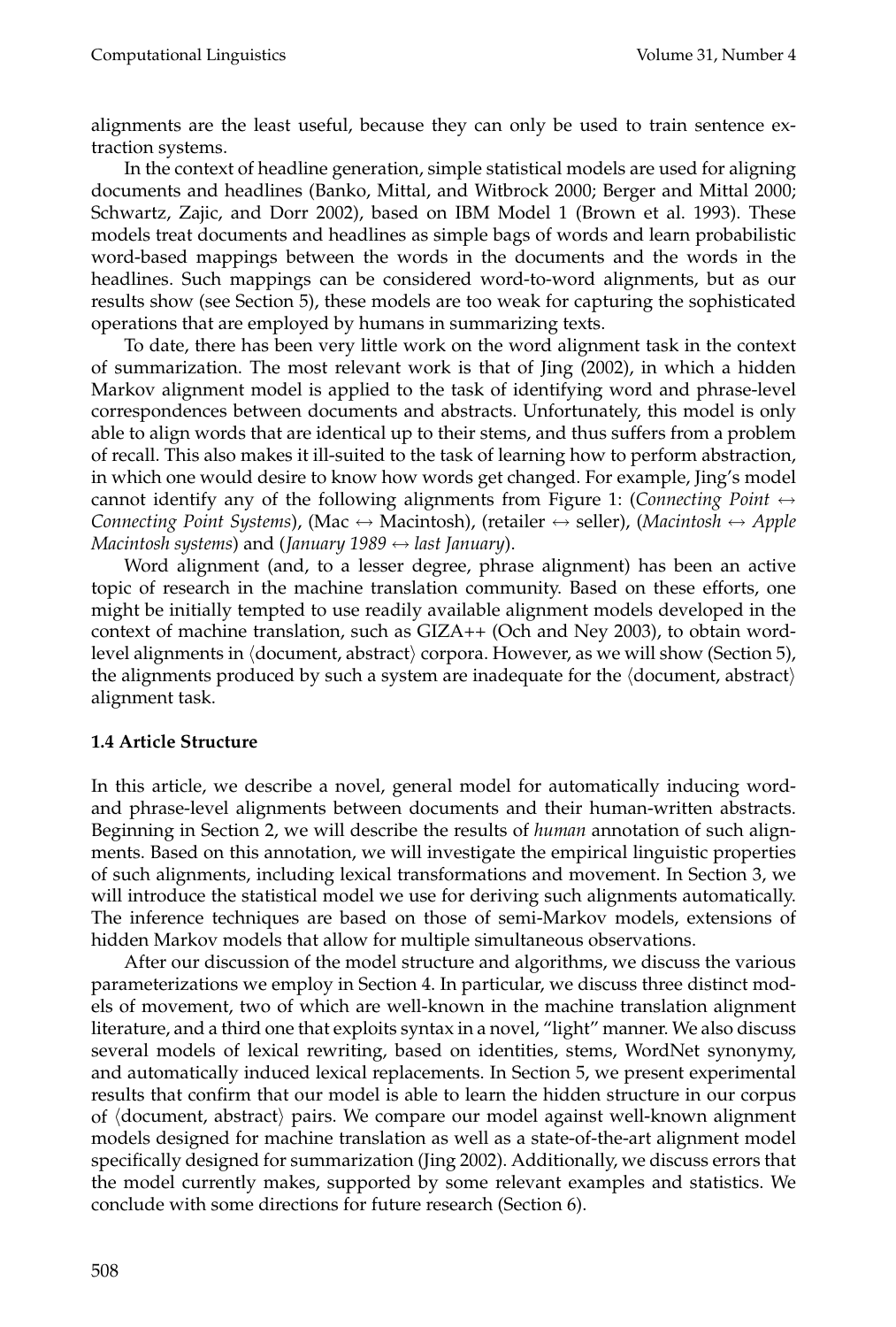alignments are the least useful, because they can only be used to train sentence extraction systems.

In the context of headline generation, simple statistical models are used for aligning documents and headlines (Banko, Mittal, and Witbrock 2000; Berger and Mittal 2000; Schwartz, Zajic, and Dorr 2002), based on IBM Model 1 (Brown et al. 1993). These models treat documents and headlines as simple bags of words and learn probabilistic word-based mappings between the words in the documents and the words in the headlines. Such mappings can be considered word-to-word alignments, but as our results show (see Section 5), these models are too weak for capturing the sophisticated operations that are employed by humans in summarizing texts.

To date, there has been very little work on the word alignment task in the context of summarization. The most relevant work is that of Jing (2002), in which a hidden Markov alignment model is applied to the task of identifying word and phrase-level correspondences between documents and abstracts. Unfortunately, this model is only able to align words that are identical up to their stems, and thus suffers from a problem of recall. This also makes it ill-suited to the task of learning how to perform abstraction, in which one would desire to know how words get changed. For example, Jing's model cannot identify any of the following alignments from Figure 1: (*Connecting Point* ↔ *Connecting Point Systems*), (Mac ↔ Macintosh), (retailer ↔ seller), (*Macintosh* ↔ *Apple Macintosh systems*) and (*January 1989* ↔ *last January*).

Word alignment (and, to a lesser degree, phrase alignment) has been an active topic of research in the machine translation community. Based on these efforts, one might be initially tempted to use readily available alignment models developed in the context of machine translation, such as GIZA++ (Och and Ney 2003), to obtain word-level alignments in ⟨document, abstract⟩ corpora. However, as we will show (Section 5), the alignments produced by such a system are inadequate for the ⟨document, abstract⟩ alignment task.

### 1.4 Article Structure

In this article, we describe a novel, general model for automatically inducing word- and phrase-level alignments between documents and their human-written abstracts. Beginning in Section 2, we will describe the results of *human* annotation of such alignments. Based on this annotation, we will investigate the empirical linguistic properties of such alignments, including lexical transformations and movement. In Section 3, we will introduce the statistical model we use for deriving such alignments automatically. The inference techniques are based on those of semi-Markov models, extensions of hidden Markov models that allow for multiple simultaneous observations.

After our discussion of the model structure and algorithms, we discuss the various parameterizations we employ in Section 4. In particular, we discuss three distinct models of movement, two of which are well-known in the machine translation alignment literature, and a third one that exploits syntax in a novel, "light" manner. We also discuss several models of lexical rewriting, based on identities, stems, WordNet synonymy, and automatically induced lexical replacements. In Section 5, we present experimental results that confirm that our model is able to learn the hidden structure in our corpus of ⟨document, abstract⟩ pairs. We compare our model against well-known alignment models designed for machine translation as well as a state-of-the-art alignment model specifically designed for summarization (Jing 2002). Additionally, we discuss errors that the model currently makes, supported by some relevant examples and statistics. We conclude with some directions for future research (Section 6).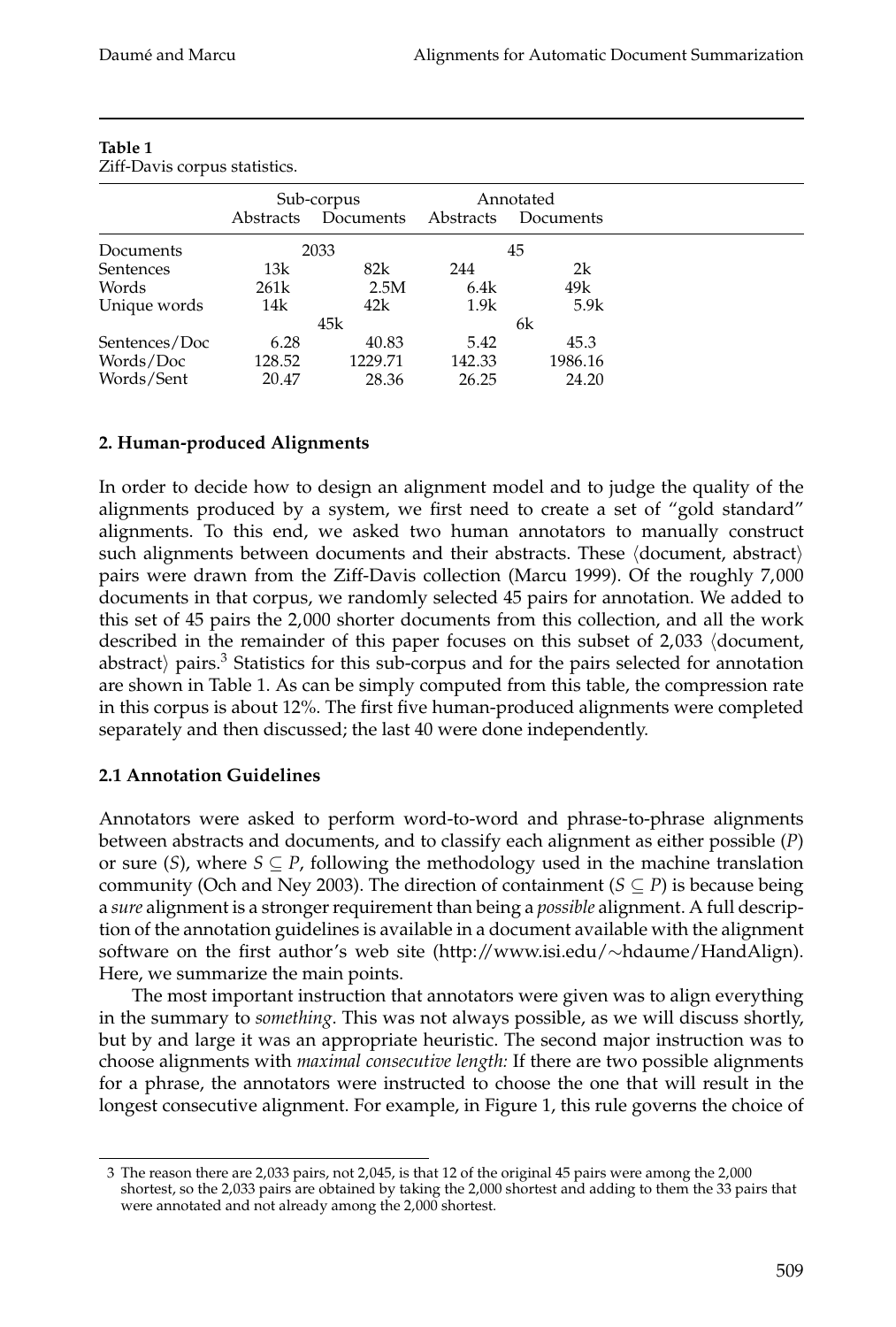**Table 1**
Ziff-Davis corpus statistics.

| | Sub-corpus | | Annotated | |
|---|---|---|---|---|
| | Abstracts | Documents | Abstracts | Documents |
| Documents | 2033 | | 45 | |
| Sentences | 13k | 82k | 244 | 2k |
| Words | 261k | 2.5M | 6.4k | 49k |
| Unique words | 14k | 42k | 1.9k | 5.9k |
| | 45k | | 6k | |
| Sentences/Doc | 6.28 | 40.83 | 5.42 | 45.3 |
| Words/Doc | 128.52 | 1229.71 | 142.33 | 1986.16 |
| Words/Sent | 20.47 | 28.36 | 26.25 | 24.20 |

## 2. Human-produced Alignments

In order to decide how to design an alignment model and to judge the quality of the alignments produced by a system, we first need to create a set of "gold standard" alignments. To this end, we asked two human annotators to manually construct such alignments between documents and their abstracts. These ⟨document, abstract⟩ pairs were drawn from the Ziff-Davis collection (Marcu 1999). Of the roughly 7,000 documents in that corpus, we randomly selected 45 pairs for annotation. We added to this set of 45 pairs the 2,000 shorter documents from this collection, and all the work described in the remainder of this paper focuses on this subset of 2,033 ⟨document, abstract⟩ pairs.[3] Statistics for this sub-corpus and for the pairs selected for annotation are shown in Table 1. As can be simply computed from this table, the compression rate in this corpus is about 12%. The first five human-produced alignments were completed separately and then discussed; the last 40 were done independently.

### 2.1 Annotation Guidelines

Annotators were asked to perform word-to-word and phrase-to-phrase alignments between abstracts and documents, and to classify each alignment as either possible ($P$) or sure ($S$), where $S \subseteq P$, following the methodology used in the machine translation community (Och and Ney 2003). The direction of containment ($S \subseteq P$) is because being a *sure* alignment is a stronger requirement than being a *possible* alignment. A full description of the annotation guidelines is available in a document available with the alignment software on the first author's web site (http://www.isi.edu/∼hdaume/HandAlign). Here, we summarize the main points.

The most important instruction that annotators were given was to align everything in the summary to *something*. This was not always possible, as we will discuss shortly, but by and large it was an appropriate heuristic. The second major instruction was to choose alignments with *maximal consecutive length:* If there are two possible alignments for a phrase, the annotators were instructed to choose the one that will result in the longest consecutive alignment. For example, in Figure 1, this rule governs the choice of

---

[3] The reason there are 2,033 pairs, not 2,045, is that 12 of the original 45 pairs were among the 2,000 shortest, so the 2,033 pairs are obtained by taking the 2,000 shortest and adding to them the 33 pairs that were annotated and not already among the 2,000 shortest.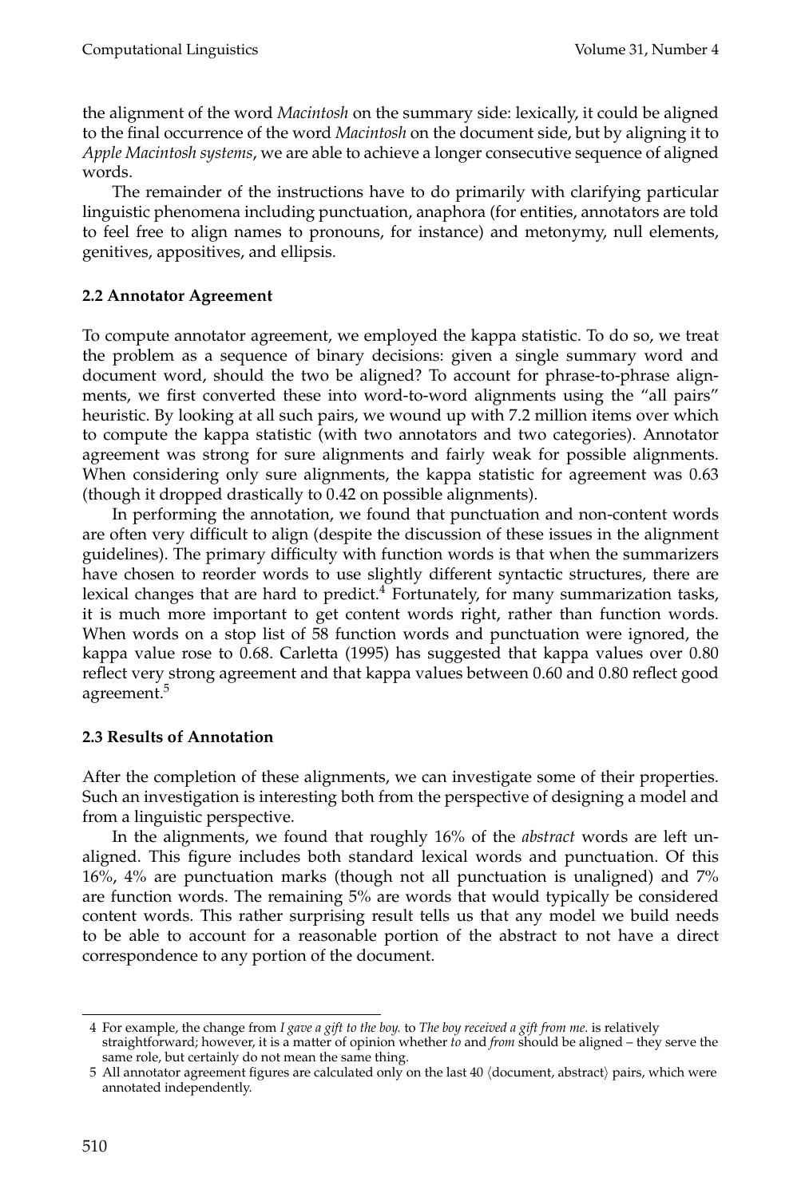the alignment of the word *Macintosh* on the summary side: lexically, it could be aligned to the final occurrence of the word *Macintosh* on the document side, but by aligning it to *Apple Macintosh systems*, we are able to achieve a longer consecutive sequence of aligned words.

The remainder of the instructions have to do primarily with clarifying particular linguistic phenomena including punctuation, anaphora (for entities, annotators are told to feel free to align names to pronouns, for instance) and metonymy, null elements, genitives, appositives, and ellipsis.

### 2.2 Annotator Agreement

To compute annotator agreement, we employed the kappa statistic. To do so, we treat the problem as a sequence of binary decisions: given a single summary word and document word, should the two be aligned? To account for phrase-to-phrase alignments, we first converted these into word-to-word alignments using the "all pairs" heuristic. By looking at all such pairs, we wound up with 7.2 million items over which to compute the kappa statistic (with two annotators and two categories). Annotator agreement was strong for sure alignments and fairly weak for possible alignments. When considering only sure alignments, the kappa statistic for agreement was 0.63 (though it dropped drastically to 0.42 on possible alignments).

In performing the annotation, we found that punctuation and non-content words are often very difficult to align (despite the discussion of these issues in the alignment guidelines). The primary difficulty with function words is that when the summarizers have chosen to reorder words to use slightly different syntactic structures, there are lexical changes that are hard to predict.[4] Fortunately, for many summarization tasks, it is much more important to get content words right, rather than function words. When words on a stop list of 58 function words and punctuation were ignored, the kappa value rose to 0.68. Carletta (1995) has suggested that kappa values over 0.80 reflect very strong agreement and that kappa values between 0.60 and 0.80 reflect good agreement.[5]

### 2.3 Results of Annotation

After the completion of these alignments, we can investigate some of their properties. Such an investigation is interesting both from the perspective of designing a model and from a linguistic perspective.

In the alignments, we found that roughly 16% of the *abstract* words are left unaligned. This figure includes both standard lexical words and punctuation. Of this 16%, 4% are punctuation marks (though not all punctuation is unaligned) and 7% are function words. The remaining 5% are words that would typically be considered content words. This rather surprising result tells us that any model we build needs to be able to account for a reasonable portion of the abstract to not have a direct correspondence to any portion of the document.

---

4 For example, the change from *I gave a gift to the boy.* to *The boy received a gift from me.* is relatively straightforward; however, it is a matter of opinion whether *to* and *from* should be aligned – they serve the same role, but certainly do not mean the same thing.

5 All annotator agreement figures are calculated only on the last 40 ⟨document, abstract⟩ pairs, which were annotated independently.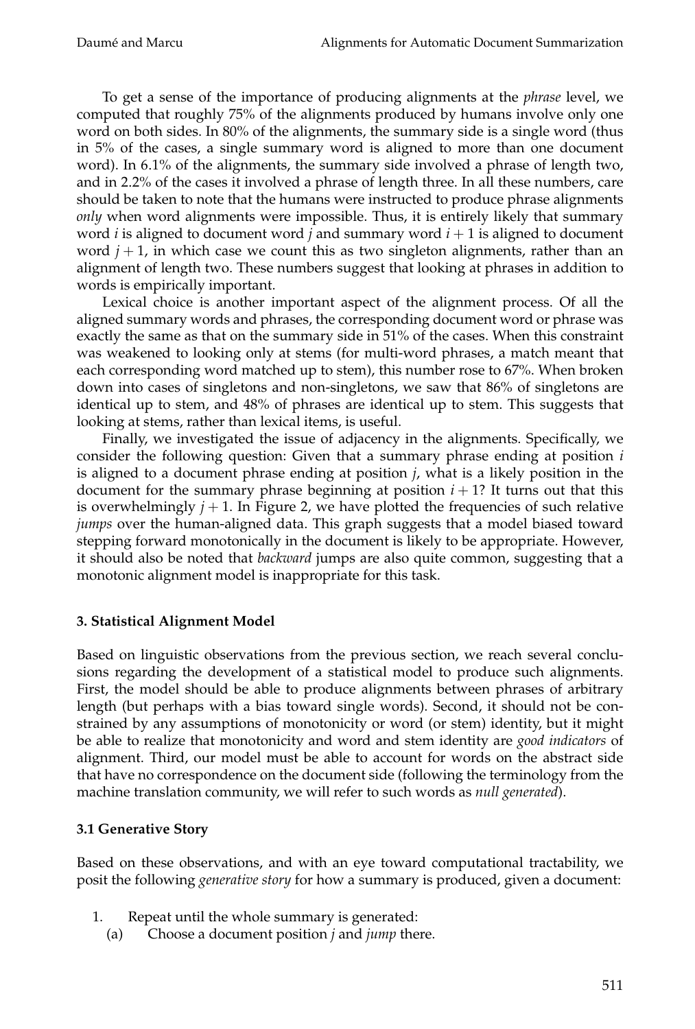To get a sense of the importance of producing alignments at the *phrase* level, we computed that roughly 75% of the alignments produced by humans involve only one word on both sides. In 80% of the alignments, the summary side is a single word (thus in 5% of the cases, a single summary word is aligned to more than one document word). In 6.1% of the alignments, the summary side involved a phrase of length two, and in 2.2% of the cases it involved a phrase of length three. In all these numbers, care should be taken to note that the humans were instructed to produce phrase alignments *only* when word alignments were impossible. Thus, it is entirely likely that summary word $i$ is aligned to document word $j$ and summary word $i+1$ is aligned to document word $j+1$, in which case we count this as two singleton alignments, rather than an alignment of length two. These numbers suggest that looking at phrases in addition to words is empirically important.

Lexical choice is another important aspect of the alignment process. Of all the aligned summary words and phrases, the corresponding document word or phrase was exactly the same as that on the summary side in 51% of the cases. When this constraint was weakened to looking only at stems (for multi-word phrases, a match meant that each corresponding word matched up to stem), this number rose to 67%. When broken down into cases of singletons and non-singletons, we saw that 86% of singletons are identical up to stem, and 48% of phrases are identical up to stem. This suggests that looking at stems, rather than lexical items, is useful.

Finally, we investigated the issue of adjacency in the alignments. Specifically, we consider the following question: Given that a summary phrase ending at position $i$ is aligned to a document phrase ending at position $j$, what is a likely position in the document for the summary phrase beginning at position $i+1$? It turns out that this is overwhelmingly $j+1$. In Figure 2, we have plotted the frequencies of such relative *jumps* over the human-aligned data. This graph suggests that a model biased toward stepping forward monotonically in the document is likely to be appropriate. However, it should also be noted that *backward* jumps are also quite common, suggesting that a monotonic alignment model is inappropriate for this task.

## 3. Statistical Alignment Model

Based on linguistic observations from the previous section, we reach several conclusions regarding the development of a statistical model to produce such alignments. First, the model should be able to produce alignments between phrases of arbitrary length (but perhaps with a bias toward single words). Second, it should not be constrained by any assumptions of monotonicity or word (or stem) identity, but it might be able to realize that monotonicity and word and stem identity are *good indicators* of alignment. Third, our model must be able to account for words on the abstract side that have no correspondence on the document side (following the terminology from the machine translation community, we will refer to such words as *null generated*).

### 3.1 Generative Story

Based on these observations, and with an eye toward computational tractability, we posit the following *generative story* for how a summary is produced, given a document:

1. Repeat until the whole summary is generated:
   (a) Choose a document position $j$ and *jump* there.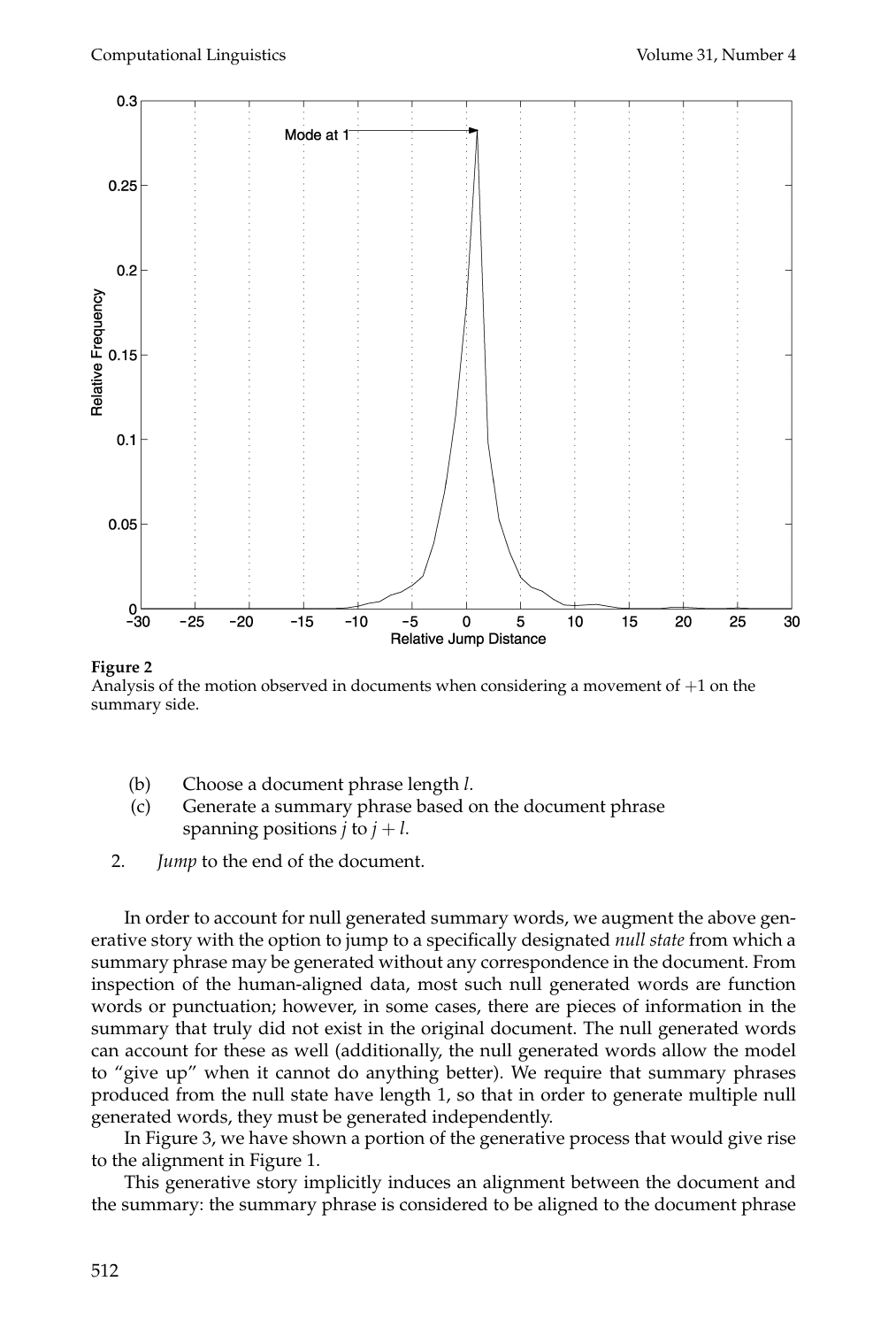**Figure 2**
Analysis of the motion observed in documents when considering a movement of +1 on the summary side.

(b) Choose a document phrase length $l$.
(c) Generate a summary phrase based on the document phrase spanning positions $j$ to $j + l$.

2. *Jump* to the end of the document.

In order to account for null generated summary words, we augment the above generative story with the option to jump to a specifically designated *null state* from which a summary phrase may be generated without any correspondence in the document. From inspection of the human-aligned data, most such null generated words are function words or punctuation; however, in some cases, there are pieces of information in the summary that truly did not exist in the original document. The null generated words can account for these as well (additionally, the null generated words allow the model to "give up" when it cannot do anything better). We require that summary phrases produced from the null state have length 1, so that in order to generate multiple null generated words, they must be generated independently.

In Figure 3, we have shown a portion of the generative process that would give rise to the alignment in Figure 1.

This generative story implicitly induces an alignment between the document and the summary: the summary phrase is considered to be aligned to the document phrase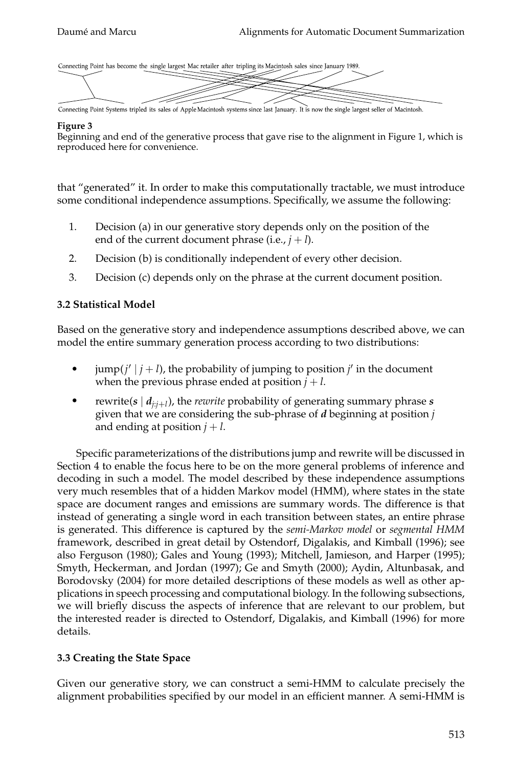Connecting Point has become the single largest Mac retailer after tripling its Macintosh sales since January 1989.

Connecting Point Systems tripled its sales of Apple Macintosh systems since last January. It is now the single largest seller of Macintosh.

**Figure 3**
Beginning and end of the generative process that gave rise to the alignment in Figure 1, which is reproduced here for convenience.

that "generated" it. In order to make this computationally tractable, we must introduce some conditional independence assumptions. Specifically, we assume the following:

1. Decision (a) in our generative story depends only on the position of the end of the current document phrase (i.e., $j + l$).
2. Decision (b) is conditionally independent of every other decision.
3. Decision (c) depends only on the phrase at the current document position.

### 3.2 Statistical Model

Based on the generative story and independence assumptions described above, we can model the entire summary generation process according to two distributions:

- $\text{jump}(j' \mid j + l)$, the probability of jumping to position $j'$ in the document when the previous phrase ended at position $j + l$.
- $\text{rewrite}(\boldsymbol{s} \mid \boldsymbol{d}_{j:j+l})$, the *rewrite* probability of generating summary phrase $\boldsymbol{s}$ given that we are considering the sub-phrase of $\boldsymbol{d}$ beginning at position $j$ and ending at position $j + l$.

Specific parameterizations of the distributions jump and rewrite will be discussed in Section 4 to enable the focus here to be on the more general problems of inference and decoding in such a model. The model described by these independence assumptions very much resembles that of a hidden Markov model (HMM), where states in the state space are document ranges and emissions are summary words. The difference is that instead of generating a single word in each transition between states, an entire phrase is generated. This difference is captured by the *semi-Markov model* or *segmental HMM* framework, described in great detail by Ostendorf, Digalakis, and Kimball (1996); see also Ferguson (1980); Gales and Young (1993); Mitchell, Jamieson, and Harper (1995); Smyth, Heckerman, and Jordan (1997); Ge and Smyth (2000); Aydin, Altunbasak, and Borodovsky (2004) for more detailed descriptions of these models as well as other applications in speech processing and computational biology. In the following subsections, we will briefly discuss the aspects of inference that are relevant to our problem, but the interested reader is directed to Ostendorf, Digalakis, and Kimball (1996) for more details.

### 3.3 Creating the State Space

Given our generative story, we can construct a semi-HMM to calculate precisely the alignment probabilities specified by our model in an efficient manner. A semi-HMM is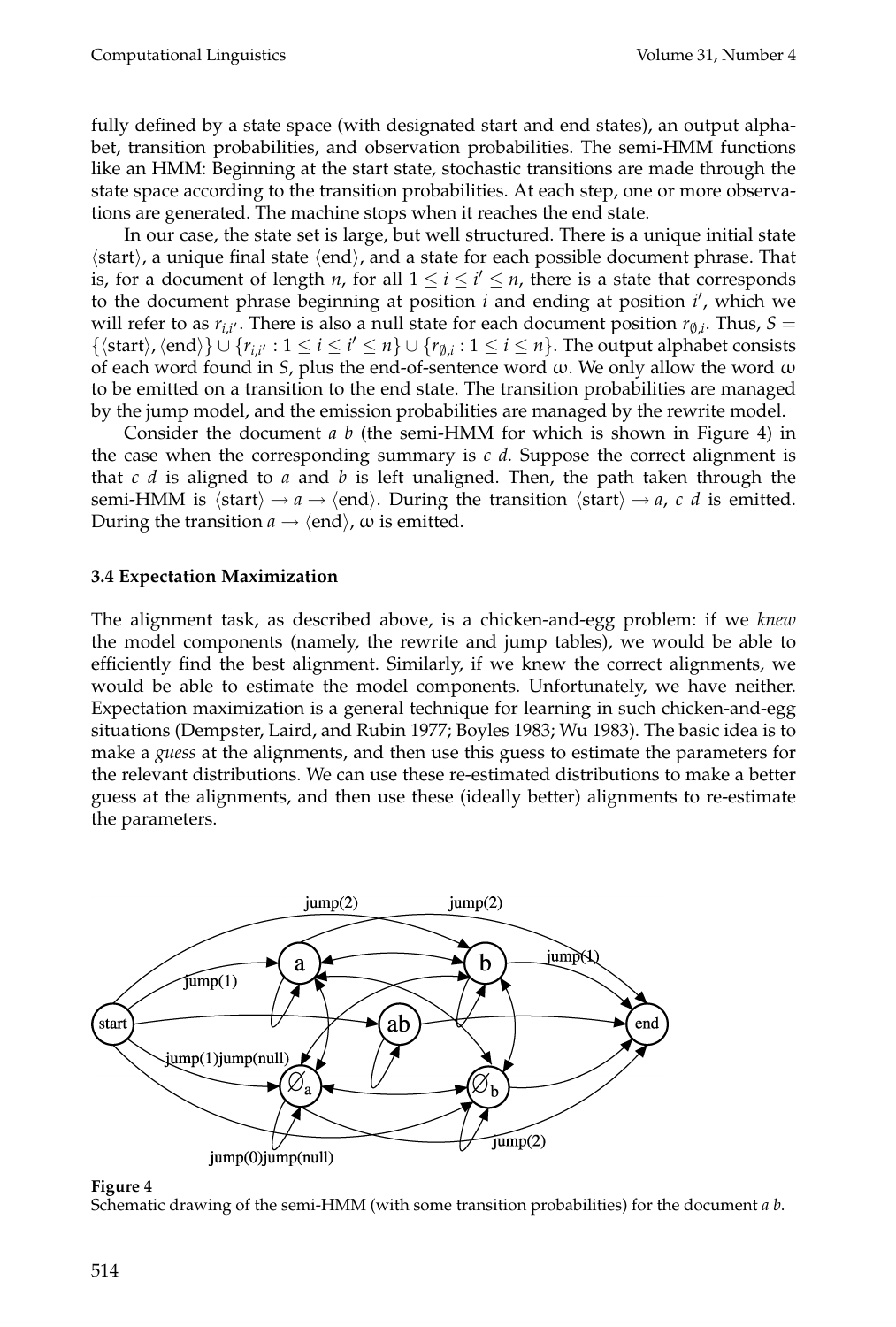fully defined by a state space (with designated start and end states), an output alphabet, transition probabilities, and observation probabilities. The semi-HMM functions like an HMM: Beginning at the start state, stochastic transitions are made through the state space according to the transition probabilities. At each step, one or more observations are generated. The machine stops when it reaches the end state.

In our case, the state set is large, but well structured. There is a unique initial state $\langle\text{start}\rangle$, a unique final state $\langle\text{end}\rangle$, and a state for each possible document phrase. That is, for a document of length $n$, for all $1 \leq i \leq i' \leq n$, there is a state that corresponds to the document phrase beginning at position $i$ and ending at position $i'$, which we will refer to as $r_{i,i'}$. There is also a null state for each document position $r_{\emptyset,i}$. Thus, $S = \{\langle\text{start}\rangle, \langle\text{end}\rangle\} \cup \{r_{i,i'} : 1 \leq i \leq i' \leq n\} \cup \{r_{\emptyset,i} : 1 \leq i \leq n\}$. The output alphabet consists of each word found in $S$, plus the end-of-sentence word $\omega$. We only allow the word $\omega$ to be emitted on a transition to the end state. The transition probabilities are managed by the jump model, and the emission probabilities are managed by the rewrite model.

Consider the document *a b* (the semi-HMM for which is shown in Figure 4) in the case when the corresponding summary is *c d*. Suppose the correct alignment is that *c d* is aligned to *a* and *b* is left unaligned. Then, the path taken through the semi-HMM is $\langle\text{start}\rangle \rightarrow a \rightarrow \langle\text{end}\rangle$. During the transition $\langle\text{start}\rangle \rightarrow a$, *c d* is emitted. During the transition $a \rightarrow \langle\text{end}\rangle$, $\omega$ is emitted.

### 3.4 Expectation Maximization

The alignment task, as described above, is a chicken-and-egg problem: if we *knew* the model components (namely, the rewrite and jump tables), we would be able to efficiently find the best alignment. Similarly, if we knew the correct alignments, we would be able to estimate the model components. Unfortunately, we have neither. Expectation maximization is a general technique for learning in such chicken-and-egg situations (Dempster, Laird, and Rubin 1977; Boyles 1983; Wu 1983). The basic idea is to make a *guess* at the alignments, and then use this guess to estimate the parameters for the relevant distributions. We can use these re-estimated distributions to make a better guess at the alignments, and then use these (ideally better) alignments to re-estimate the parameters.

**Figure 4**
Schematic drawing of the semi-HMM (with some transition probabilities) for the document *a b*.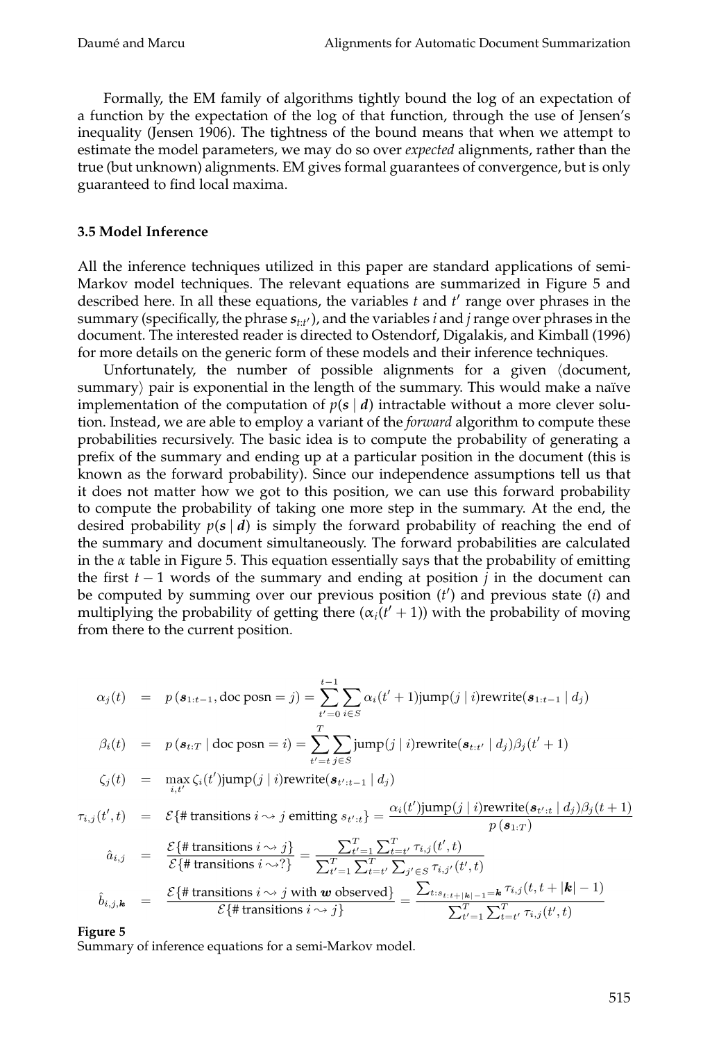Formally, the EM family of algorithms tightly bound the log of an expectation of a function by the expectation of the log of that function, through the use of Jensen's inequality (Jensen 1906). The tightness of the bound means that when we attempt to estimate the model parameters, we may do so over *expected* alignments, rather than the true (but unknown) alignments. EM gives formal guarantees of convergence, but is only guaranteed to find local maxima.

### 3.5 Model Inference

All the inference techniques utilized in this paper are standard applications of semi-Markov model techniques. The relevant equations are summarized in Figure 5 and described here. In all these equations, the variables $t$ and $t'$ range over phrases in the summary (specifically, the phrase $\boldsymbol{s}_{t:t'}$), and the variables $i$ and $j$ range over phrases in the document. The interested reader is directed to Ostendorf, Digalakis, and Kimball (1996) for more details on the generic form of these models and their inference techniques.

Unfortunately, the number of possible alignments for a given ⟨document, summary⟩ pair is exponential in the length of the summary. This would make a naïve implementation of the computation of $p(\boldsymbol{s} \mid \boldsymbol{d})$ intractable without a more clever solution. Instead, we are able to employ a variant of the *forward* algorithm to compute these probabilities recursively. The basic idea is to compute the probability of generating a prefix of the summary and ending up at a particular position in the document (this is known as the forward probability). Since our independence assumptions tell us that it does not matter how we got to this position, we can use this forward probability to compute the probability of taking one more step in the summary. At the end, the desired probability $p(\boldsymbol{s} \mid \boldsymbol{d})$ is simply the forward probability of reaching the end of the summary and document simultaneously. The forward probabilities are calculated in the $\alpha$ table in Figure 5. This equation essentially says that the probability of emitting the first $t-1$ words of the summary and ending at position $j$ in the document can be computed by summing over our previous position ($t'$) and previous state ($i$) and multiplying the probability of getting there ($\alpha_i(t'+1)$) with the probability of moving from there to the current position.

$$\alpha_j(t) = p\left(\boldsymbol{s}_{1:t-1}, \text{doc posn} = j\right) = \sum_{t'=0}^{t-1} \sum_{i \in S} \alpha_i(t'+1) \text{jump}(j \mid i) \text{rewrite}(\boldsymbol{s}_{1:t-1} \mid d_j)$$

$$\beta_i(t) = p\left(\boldsymbol{s}_{t:T} \mid \text{doc posn} = i\right) = \sum_{t'=t}^{T} \sum_{j \in S} \text{jump}(j \mid i) \text{rewrite}(\boldsymbol{s}_{t:t'} \mid d_j) \beta_j(t'+1)$$

$$\zeta_j(t) = \max_{i,t'} \zeta_i(t') \text{jump}(j \mid i) \text{rewrite}(\boldsymbol{s}_{t':t-1} \mid d_j)$$

$$\tau_{i,j}(t',t) = \mathcal{E}\{\text{\# transitions } i \rightsquigarrow j \text{ emitting } s_{t':t}\} = \frac{\alpha_i(t') \text{jump}(j \mid i) \text{rewrite}(\boldsymbol{s}_{t':t} \mid d_j) \beta_j(t+1)}{p\left(\boldsymbol{s}_{1:T}\right)}$$

$$\hat{a}_{i,j} = \frac{\mathcal{E}\{\text{\# transitions } i \rightsquigarrow j\}}{\mathcal{E}\{\text{\# transitions } i \rightsquigarrow ?\}} = \frac{\sum_{t'=1}^{T} \sum_{t=t'}^{T} \tau_{i,j}(t',t)}{\sum_{t'=1}^{T} \sum_{t=t'}^{T} \sum_{j' \in S} \tau_{i,j'}(t',t)}$$

$$\hat{b}_{i,j,\boldsymbol{k}} = \frac{\mathcal{E}\{\text{\# transitions } i \rightsquigarrow j \text{ with } \boldsymbol{w} \text{ observed}\}}{\mathcal{E}\{\text{\# transitions } i \rightsquigarrow j\}} = \frac{\sum_{t: s_{t:t+|\boldsymbol{k}|-1} = \boldsymbol{k}} \tau_{i,j}(t, t+|\boldsymbol{k}|-1)}{\sum_{t'=1}^{T} \sum_{t=t'}^{T} \tau_{i,j}(t',t)}$$

**Figure 5**
Summary of inference equations for a semi-Markov model.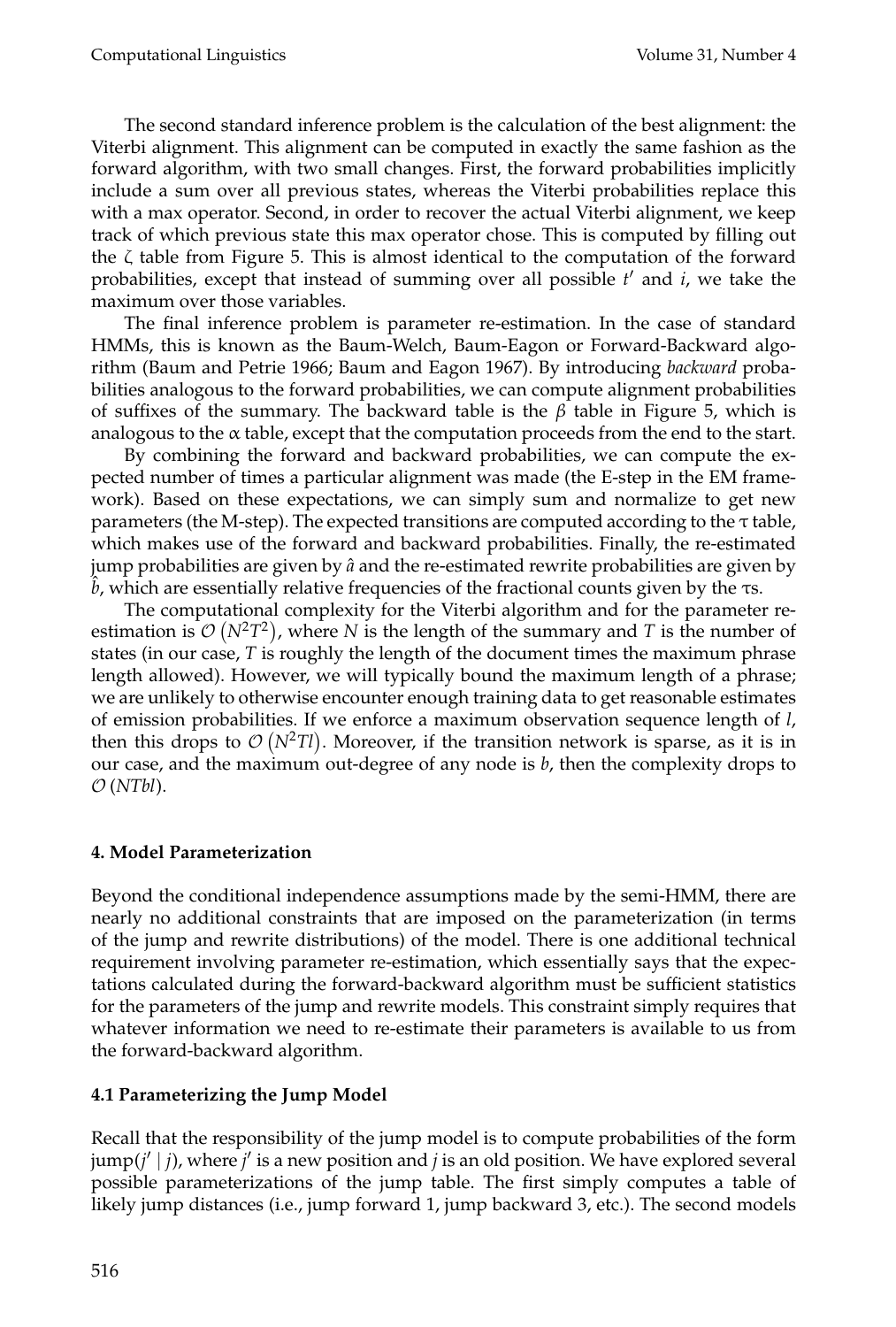The second standard inference problem is the calculation of the best alignment: the Viterbi alignment. This alignment can be computed in exactly the same fashion as the forward algorithm, with two small changes. First, the forward probabilities implicitly include a sum over all previous states, whereas the Viterbi probabilities replace this with a max operator. Second, in order to recover the actual Viterbi alignment, we keep track of which previous state this max operator chose. This is computed by filling out the $\zeta$ table from Figure 5. This is almost identical to the computation of the forward probabilities, except that instead of summing over all possible $t'$ and $i$, we take the maximum over those variables.

The final inference problem is parameter re-estimation. In the case of standard HMMs, this is known as the Baum-Welch, Baum-Eagon or Forward-Backward algorithm (Baum and Petrie 1966; Baum and Eagon 1967). By introducing *backward* probabilities analogous to the forward probabilities, we can compute alignment probabilities of suffixes of the summary. The backward table is the $\beta$ table in Figure 5, which is analogous to the $\alpha$ table, except that the computation proceeds from the end to the start.

By combining the forward and backward probabilities, we can compute the expected number of times a particular alignment was made (the E-step in the EM framework). Based on these expectations, we can simply sum and normalize to get new parameters (the M-step). The expected transitions are computed according to the $\tau$ table, which makes use of the forward and backward probabilities. Finally, the re-estimated jump probabilities are given by $\hat{a}$ and the re-estimated rewrite probabilities are given by $\hat{b}$, which are essentially relative frequencies of the fractional counts given by the $\tau$s.

The computational complexity for the Viterbi algorithm and for the parameter re-estimation is $\mathcal{O}\left(N^2T^2\right)$, where $N$ is the length of the summary and $T$ is the number of states (in our case, $T$ is roughly the length of the document times the maximum phrase length allowed). However, we will typically bound the maximum length of a phrase; we are unlikely to otherwise encounter enough training data to get reasonable estimates of emission probabilities. If we enforce a maximum observation sequence length of $l$, then this drops to $\mathcal{O}\left(N^2Tl\right)$. Moreover, if the transition network is sparse, as it is in our case, and the maximum out-degree of any node is $b$, then the complexity drops to $\mathcal{O}\left(NTbl\right)$.

## 4. Model Parameterization

Beyond the conditional independence assumptions made by the semi-HMM, there are nearly no additional constraints that are imposed on the parameterization (in terms of the jump and rewrite distributions) of the model. There is one additional technical requirement involving parameter re-estimation, which essentially says that the expectations calculated during the forward-backward algorithm must be sufficient statistics for the parameters of the jump and rewrite models. This constraint simply requires that whatever information we need to re-estimate their parameters is available to us from the forward-backward algorithm.

### 4.1 Parameterizing the Jump Model

Recall that the responsibility of the jump model is to compute probabilities of the form jump$(j' \mid j)$, where $j'$ is a new position and $j$ is an old position. We have explored several possible parameterizations of the jump table. The first simply computes a table of likely jump distances (i.e., jump forward 1, jump backward 3, etc.). The second models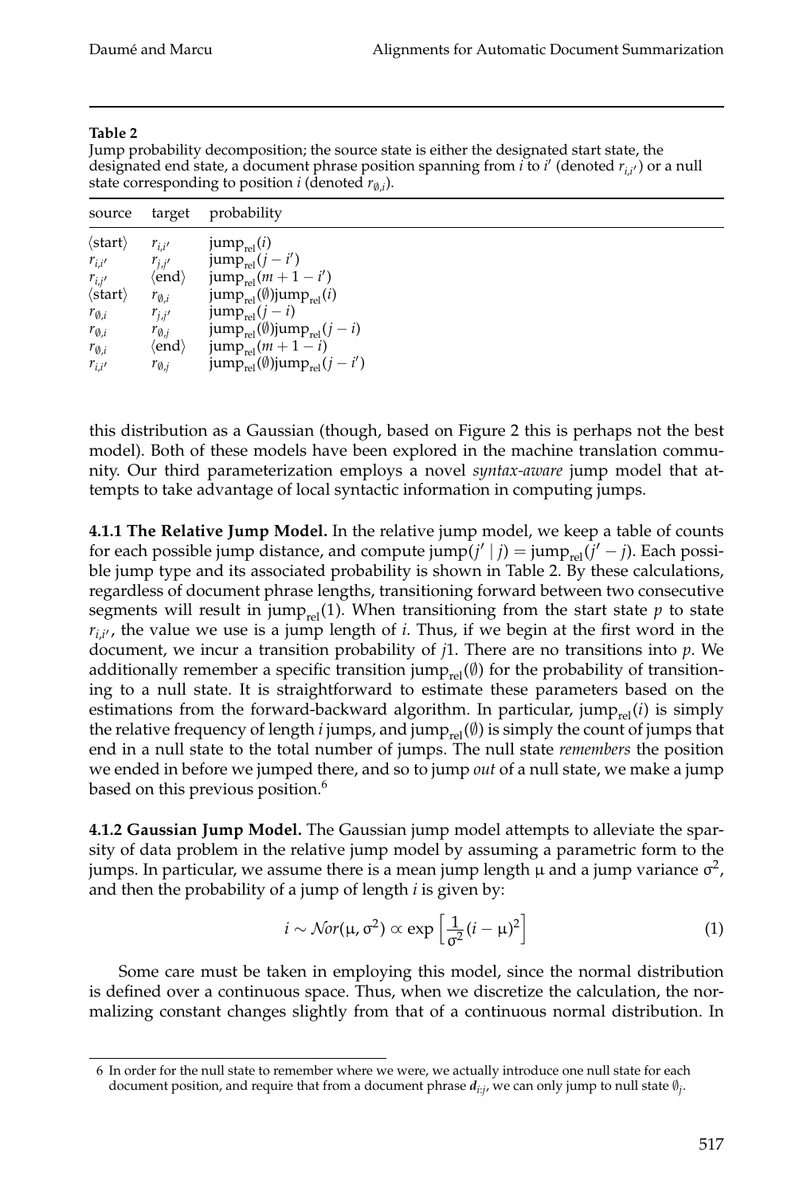**Table 2**
Jump probability decomposition; the source state is either the designated start state, the designated end state, a document phrase position spanning from $i$ to $i'$ (denoted $r_{i,i'}$) or a null state corresponding to position $i$ (denoted $r_{\emptyset,i}$).

| source | target | probability |
|---|---|---|
| $\langle\text{start}\rangle$ | $r_{i,i'}$ | $\text{jump}_{\text{rel}}(i)$ |
| $r_{i,i'}$ | $r_{j,j'}$ | $\text{jump}_{\text{rel}}(j - i')$ |
| $r_{i,i'}$ | $\langle\text{end}\rangle$ | $\text{jump}_{\text{rel}}(m + 1 - i')$ |
| $\langle\text{start}\rangle$ | $r_{\emptyset,i}$ | $\text{jump}_{\text{rel}}(\emptyset)\text{jump}_{\text{rel}}(i)$ |
| $r_{\emptyset,i}$ | $r_{j,j'}$ | $\text{jump}_{\text{rel}}(j - i)$ |
| $r_{\emptyset,i}$ | $r_{\emptyset,j}$ | $\text{jump}_{\text{rel}}(\emptyset)\text{jump}_{\text{rel}}(j - i)$ |
| $r_{\emptyset,i}$ | $\langle\text{end}\rangle$ | $\text{jump}_{\text{rel}}(m + 1 - i)$ |
| $r_{i,i'}$ | $r_{\emptyset,j}$ | $\text{jump}_{\text{rel}}(\emptyset)\text{jump}_{\text{rel}}(j - i')$ |

this distribution as a Gaussian (though, based on Figure 2 this is perhaps not the best model). Both of these models have been explored in the machine translation community. Our third parameterization employs a novel *syntax-aware* jump model that attempts to take advantage of local syntactic information in computing jumps.

**4.1.1 The Relative Jump Model.** In the relative jump model, we keep a table of counts for each possible jump distance, and compute $\text{jump}(j' \mid j) = \text{jump}_{\text{rel}}(j' - j)$. Each possible jump type and its associated probability is shown in Table 2. By these calculations, regardless of document phrase lengths, transitioning forward between two consecutive segments will result in $\text{jump}_{\text{rel}}(1)$. When transitioning from the start state $p$ to state $r_{i,i'}$, the value we use is a jump length of $i$. Thus, if we begin at the first word in the document, we incur a transition probability of $j1$. There are no transitions into $p$. We additionally remember a specific transition $\text{jump}_{\text{rel}}(\emptyset)$ for the probability of transitioning to a null state. It is straightforward to estimate these parameters based on the estimations from the forward-backward algorithm. In particular, $\text{jump}_{\text{rel}}(i)$ is simply the relative frequency of length $i$ jumps, and $\text{jump}_{\text{rel}}(\emptyset)$ is simply the count of jumps that end in a null state to the total number of jumps. The null state *remembers* the position we ended in before we jumped there, and so to jump *out* of a null state, we make a jump based on this previous position.[6]

**4.1.2 Gaussian Jump Model.** The Gaussian jump model attempts to alleviate the sparsity of data problem in the relative jump model by assuming a parametric form to the jumps. In particular, we assume there is a mean jump length $\mu$ and a jump variance $\sigma^2$, and then the probability of a jump of length $i$ is given by:

$$i \sim \mathcal{N}or(\mu, \sigma^2) \propto \exp\left[\frac{1}{\sigma^2}(i - \mu)^2\right] \tag{1}$$

Some care must be taken in employing this model, since the normal distribution is defined over a continuous space. Thus, when we discretize the calculation, the normalizing constant changes slightly from that of a continuous normal distribution. In

6 In order for the null state to remember where we were, we actually introduce one null state for each document position, and require that from a document phrase $\boldsymbol{d}_{i:j}$, we can only jump to null state $\emptyset_j$.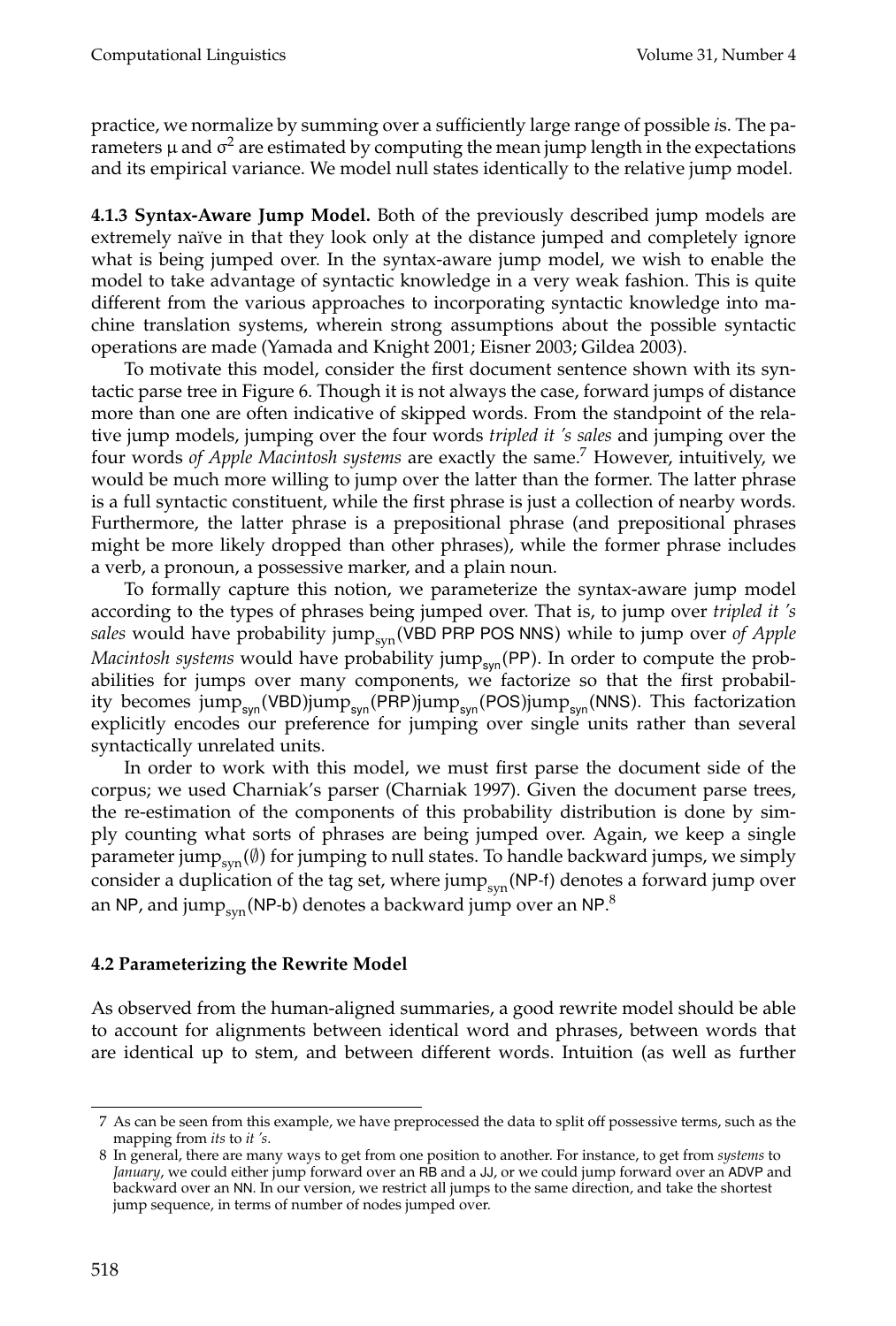practice, we normalize by summing over a sufficiently large range of possible *i*s. The parameters $\mu$ and $\sigma^2$ are estimated by computing the mean jump length in the expectations and its empirical variance. We model null states identically to the relative jump model.

**4.1.3 Syntax-Aware Jump Model.** Both of the previously described jump models are extremely naïve in that they look only at the distance jumped and completely ignore what is being jumped over. In the syntax-aware jump model, we wish to enable the model to take advantage of syntactic knowledge in a very weak fashion. This is quite different from the various approaches to incorporating syntactic knowledge into machine translation systems, wherein strong assumptions about the possible syntactic operations are made (Yamada and Knight 2001; Eisner 2003; Gildea 2003).

To motivate this model, consider the first document sentence shown with its syntactic parse tree in Figure 6. Though it is not always the case, forward jumps of distance more than one are often indicative of skipped words. From the standpoint of the relative jump models, jumping over the four words *tripled it 's sales* and jumping over the four words *of Apple Macintosh systems* are exactly the same.[7] However, intuitively, we would be much more willing to jump over the latter than the former. The latter phrase is a full syntactic constituent, while the first phrase is just a collection of nearby words. Furthermore, the latter phrase is a prepositional phrase (and prepositional phrases might be more likely dropped than other phrases), while the former phrase includes a verb, a pronoun, a possessive marker, and a plain noun.

To formally capture this notion, we parameterize the syntax-aware jump model according to the types of phrases being jumped over. That is, to jump over *tripled it 's sales* would have probability $\text{jump}_{\text{syn}}(\text{VBD PRP POS NNS})$ while to jump over *of Apple Macintosh systems* would have probability $\text{jump}_{\text{syn}}(\text{PP})$. In order to compute the probabilities for jumps over many components, we factorize so that the first probability becomes $\text{jump}_{\text{syn}}(\text{VBD})\text{jump}_{\text{syn}}(\text{PRP})\text{jump}_{\text{syn}}(\text{POS})\text{jump}_{\text{syn}}(\text{NNS})$. This factorization explicitly encodes our preference for jumping over single units rather than several syntactically unrelated units.

In order to work with this model, we must first parse the document side of the corpus; we used Charniak's parser (Charniak 1997). Given the document parse trees, the re-estimation of the components of this probability distribution is done by simply counting what sorts of phrases are being jumped over. Again, we keep a single parameter $\text{jump}_{\text{syn}}(\emptyset)$ for jumping to null states. To handle backward jumps, we simply consider a duplication of the tag set, where $\text{jump}_{\text{syn}}(\text{NP-f})$ denotes a forward jump over an NP, and $\text{jump}_{\text{syn}}(\text{NP-b})$ denotes a backward jump over an NP.[8]

### 4.2 Parameterizing the Rewrite Model

As observed from the human-aligned summaries, a good rewrite model should be able to account for alignments between identical word and phrases, between words that are identical up to stem, and between different words. Intuition (as well as further

---

[7] As can be seen from this example, we have preprocessed the data to split off possessive terms, such as the mapping from *its* to *it 's*.

[8] In general, there are many ways to get from one position to another. For instance, to get from *systems* to *January*, we could either jump forward over an RB and a JJ, or we could jump forward over an ADVP and backward over an NN. In our version, we restrict all jumps to the same direction, and take the shortest jump sequence, in terms of number of nodes jumped over.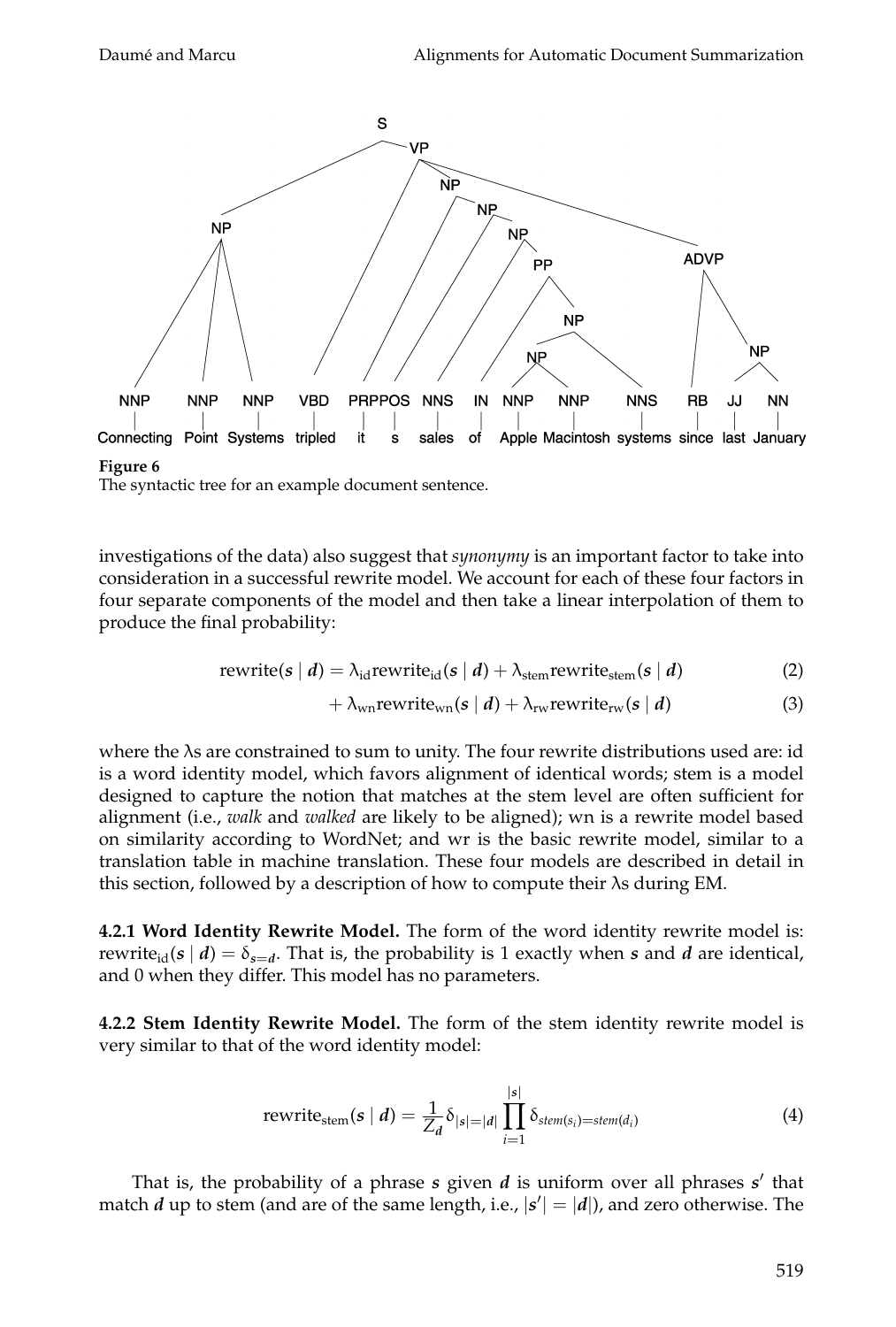**Figure 6**
The syntactic tree for an example document sentence.

investigations of the data) also suggest that *synonymy* is an important factor to take into consideration in a successful rewrite model. We account for each of these four factors in four separate components of the model and then take a linear interpolation of them to produce the final probability:

$$\text{rewrite}(\boldsymbol{s} \mid \boldsymbol{d}) = \lambda_{\text{id}}\text{rewrite}_{\text{id}}(\boldsymbol{s} \mid \boldsymbol{d}) + \lambda_{\text{stem}}\text{rewrite}_{\text{stem}}(\boldsymbol{s} \mid \boldsymbol{d}) \tag{2}$$

$$+ \lambda_{\text{wn}}\text{rewrite}_{\text{wn}}(\boldsymbol{s} \mid \boldsymbol{d}) + \lambda_{\text{rw}}\text{rewrite}_{\text{rw}}(\boldsymbol{s} \mid \boldsymbol{d}) \tag{3}$$

where the λs are constrained to sum to unity. The four rewrite distributions used are: id is a word identity model, which favors alignment of identical words; stem is a model designed to capture the notion that matches at the stem level are often sufficient for alignment (i.e., *walk* and *walked* are likely to be aligned); wn is a rewrite model based on similarity according to WordNet; and wr is the basic rewrite model, similar to a translation table in machine translation. These four models are described in detail in this section, followed by a description of how to compute their λs during EM.

**4.2.1 Word Identity Rewrite Model.** The form of the word identity rewrite model is: $\text{rewrite}_{\text{id}}(\boldsymbol{s} \mid \boldsymbol{d}) = \delta_{\boldsymbol{s}=\boldsymbol{d}}$. That is, the probability is 1 exactly when $\boldsymbol{s}$ and $\boldsymbol{d}$ are identical, and 0 when they differ. This model has no parameters.

**4.2.2 Stem Identity Rewrite Model.** The form of the stem identity rewrite model is very similar to that of the word identity model:

$$\text{rewrite}_{\text{stem}}(\boldsymbol{s} \mid \boldsymbol{d}) = \frac{1}{Z_{\boldsymbol{d}}} \delta_{|\boldsymbol{s}|=|\boldsymbol{d}|} \prod_{i=1}^{|\boldsymbol{s}|} \delta_{stem(s_i)=stem(d_i)} \tag{4}$$

That is, the probability of a phrase $\boldsymbol{s}$ given $\boldsymbol{d}$ is uniform over all phrases $\boldsymbol{s}'$ that match $\boldsymbol{d}$ up to stem (and are of the same length, i.e., $|\boldsymbol{s}'| = |\boldsymbol{d}|$), and zero otherwise. The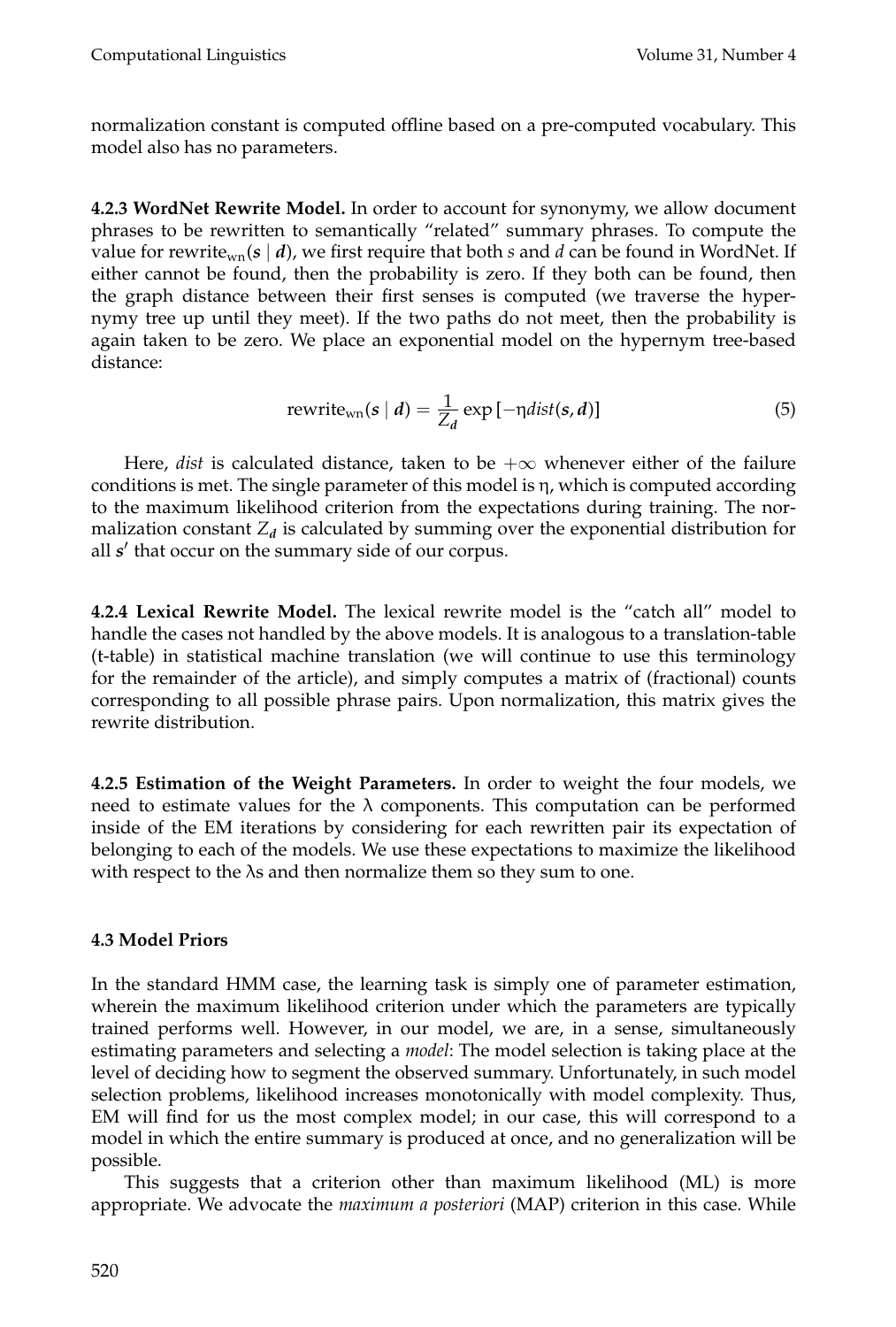normalization constant is computed offline based on a pre-computed vocabulary. This model also has no parameters.

**4.2.3 WordNet Rewrite Model.** In order to account for synonymy, we allow document phrases to be rewritten to semantically "related" summary phrases. To compute the value for $\text{rewrite}_{\text{wn}}(\boldsymbol{s} \mid \boldsymbol{d})$, we first require that both $s$ and $d$ can be found in WordNet. If either cannot be found, then the probability is zero. If they both can be found, then the graph distance between their first senses is computed (we traverse the hypernymy tree up until they meet). If the two paths do not meet, then the probability is again taken to be zero. We place an exponential model on the hypernym tree-based distance:

$$\text{rewrite}_{\text{wn}}(\boldsymbol{s} \mid \boldsymbol{d}) = \frac{1}{Z_{\boldsymbol{d}}} \exp\left[-\eta \, dist(\boldsymbol{s}, \boldsymbol{d})\right] \tag{5}$$

Here, *dist* is calculated distance, taken to be $+\infty$ whenever either of the failure conditions is met. The single parameter of this model is $\eta$, which is computed according to the maximum likelihood criterion from the expectations during training. The normalization constant $Z_{\boldsymbol{d}}$ is calculated by summing over the exponential distribution for all $\boldsymbol{s}'$ that occur on the summary side of our corpus.

**4.2.4 Lexical Rewrite Model.** The lexical rewrite model is the "catch all" model to handle the cases not handled by the above models. It is analogous to a translation-table (t-table) in statistical machine translation (we will continue to use this terminology for the remainder of the article), and simply computes a matrix of (fractional) counts corresponding to all possible phrase pairs. Upon normalization, this matrix gives the rewrite distribution.

**4.2.5 Estimation of the Weight Parameters.** In order to weight the four models, we need to estimate values for the $\lambda$ components. This computation can be performed inside of the EM iterations by considering for each rewritten pair its expectation of belonging to each of the models. We use these expectations to maximize the likelihood with respect to the $\lambda$s and then normalize them so they sum to one.

### 4.3 Model Priors

In the standard HMM case, the learning task is simply one of parameter estimation, wherein the maximum likelihood criterion under which the parameters are typically trained performs well. However, in our model, we are, in a sense, simultaneously estimating parameters and selecting a *model*: The model selection is taking place at the level of deciding how to segment the observed summary. Unfortunately, in such model selection problems, likelihood increases monotonically with model complexity. Thus, EM will find for us the most complex model; in our case, this will correspond to a model in which the entire summary is produced at once, and no generalization will be possible.

This suggests that a criterion other than maximum likelihood (ML) is more appropriate. We advocate the *maximum a posteriori* (MAP) criterion in this case. While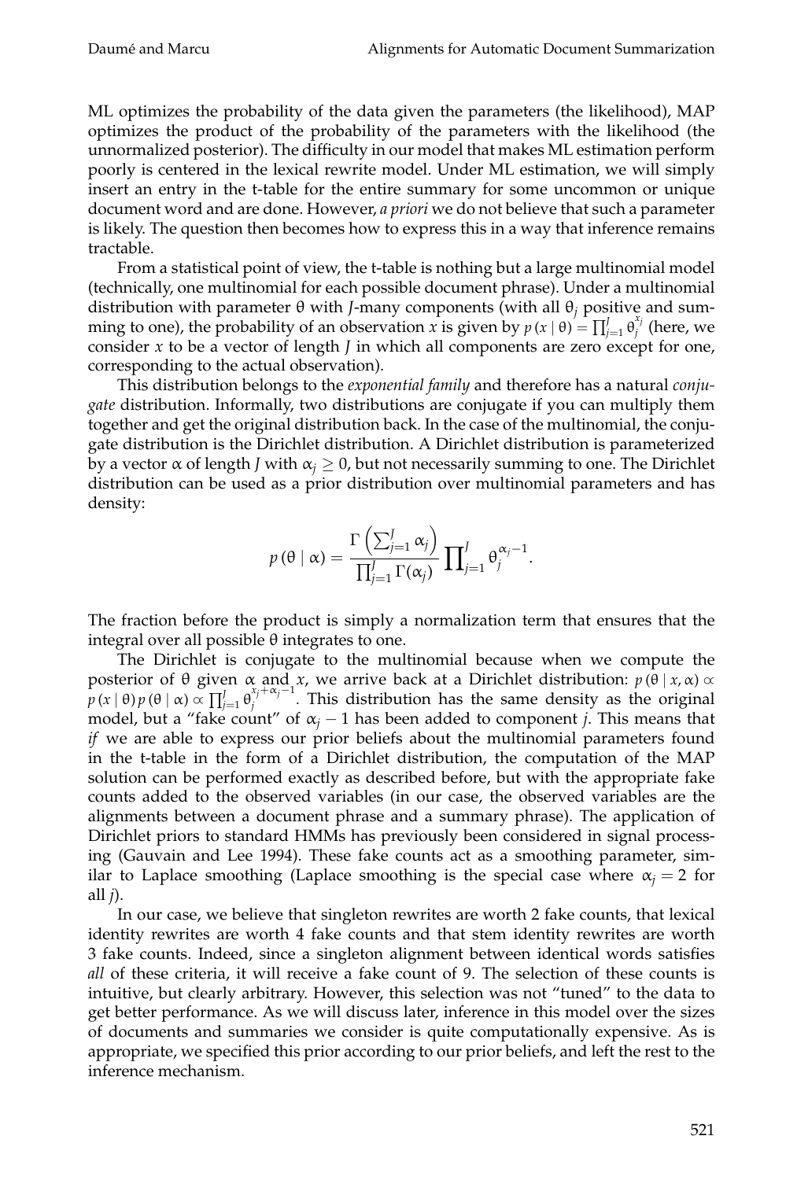ML optimizes the probability of the data given the parameters (the likelihood), MAP optimizes the product of the probability of the parameters with the likelihood (the unnormalized posterior). The difficulty in our model that makes ML estimation perform poorly is centered in the lexical rewrite model. Under ML estimation, we will simply insert an entry in the t-table for the entire summary for some uncommon or unique document word and are done. However, *a priori* we do not believe that such a parameter is likely. The question then becomes how to express this in a way that inference remains tractable.

From a statistical point of view, the t-table is nothing but a large multinomial model (technically, one multinomial for each possible document phrase). Under a multinomial distribution with parameter $\theta$ with $J$-many components (with all $\theta_j$ positive and summing to one), the probability of an observation $x$ is given by $p(x \mid \theta) = \prod_{j=1}^{J} \theta_j^{x_j}$ (here, we consider $x$ to be a vector of length $J$ in which all components are zero except for one, corresponding to the actual observation).

This distribution belongs to the *exponential family* and therefore has a natural *conjugate* distribution. Informally, two distributions are conjugate if you can multiply them together and get the original distribution back. In the case of the multinomial, the conjugate distribution is the Dirichlet distribution. A Dirichlet distribution is parameterized by a vector $\alpha$ of length $J$ with $\alpha_j \geq 0$, but not necessarily summing to one. The Dirichlet distribution can be used as a prior distribution over multinomial parameters and has density:

$$p(\theta \mid \alpha) = \frac{\Gamma\left(\sum_{j=1}^{J} \alpha_j\right)}{\prod_{j=1}^{J} \Gamma(\alpha_j)} \prod_{j=1}^{J} \theta_j^{\alpha_j - 1}.$$

The fraction before the product is simply a normalization term that ensures that the integral over all possible $\theta$ integrates to one.

The Dirichlet is conjugate to the multinomial because when we compute the posterior of $\theta$ given $\alpha$ and $x$, we arrive back at a Dirichlet distribution: $p(\theta \mid x, \alpha) \propto p(x \mid \theta)\, p(\theta \mid \alpha) \propto \prod_{j=1}^{J} \theta_j^{x_j + \alpha_j - 1}$. This distribution has the same density as the original model, but a "fake count" of $\alpha_j - 1$ has been added to component $j$. This means that *if* we are able to express our prior beliefs about the multinomial parameters found in the t-table in the form of a Dirichlet distribution, the computation of the MAP solution can be performed exactly as described before, but with the appropriate fake counts added to the observed variables (in our case, the observed variables are the alignments between a document phrase and a summary phrase). The application of Dirichlet priors to standard HMMs has previously been considered in signal processing (Gauvain and Lee 1994). These fake counts act as a smoothing parameter, similar to Laplace smoothing (Laplace smoothing is the special case where $\alpha_j = 2$ for all $j$).

In our case, we believe that singleton rewrites are worth 2 fake counts, that lexical identity rewrites are worth 4 fake counts and that stem identity rewrites are worth 3 fake counts. Indeed, since a singleton alignment between identical words satisfies *all* of these criteria, it will receive a fake count of 9. The selection of these counts is intuitive, but clearly arbitrary. However, this selection was not "tuned" to the data to get better performance. As we will discuss later, inference in this model over the sizes of documents and summaries we consider is quite computationally expensive. As is appropriate, we specified this prior according to our prior beliefs, and left the rest to the inference mechanism.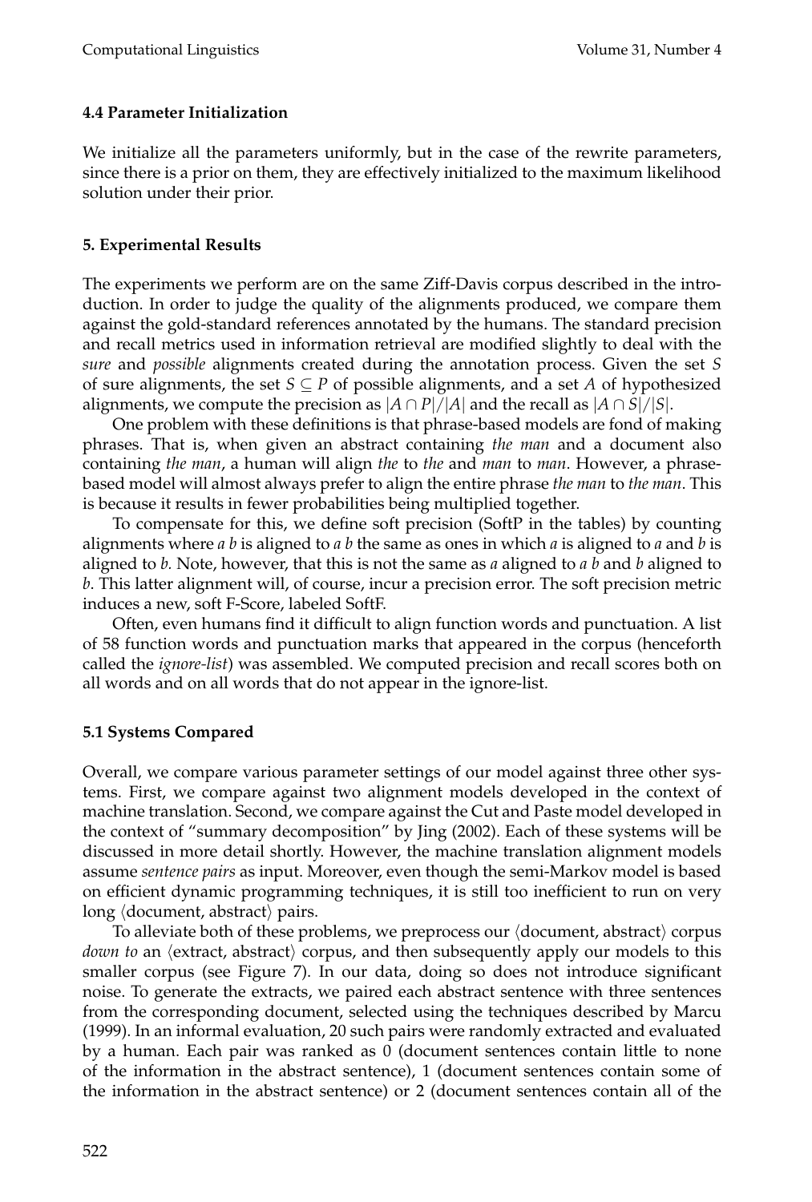### 4.4 Parameter Initialization

We initialize all the parameters uniformly, but in the case of the rewrite parameters, since there is a prior on them, they are effectively initialized to the maximum likelihood solution under their prior.

## 5. Experimental Results

The experiments we perform are on the same Ziff-Davis corpus described in the introduction. In order to judge the quality of the alignments produced, we compare them against the gold-standard references annotated by the humans. The standard precision and recall metrics used in information retrieval are modified slightly to deal with the *sure* and *possible* alignments created during the annotation process. Given the set $S$ of sure alignments, the set $S \subseteq P$ of possible alignments, and a set $A$ of hypothesized alignments, we compute the precision as $|A \cap P|/|A|$ and the recall as $|A \cap S|/|S|$.

One problem with these definitions is that phrase-based models are fond of making phrases. That is, when given an abstract containing *the man* and a document also containing *the man*, a human will align *the* to *the* and *man* to *man*. However, a phrase-based model will almost always prefer to align the entire phrase *the man* to *the man*. This is because it results in fewer probabilities being multiplied together.

To compensate for this, we define soft precision (SoftP in the tables) by counting alignments where *a b* is aligned to *a b* the same as ones in which *a* is aligned to *a* and *b* is aligned to *b*. Note, however, that this is not the same as *a* aligned to *a b* and *b* aligned to *b*. This latter alignment will, of course, incur a precision error. The soft precision metric induces a new, soft F-Score, labeled SoftF.

Often, even humans find it difficult to align function words and punctuation. A list of 58 function words and punctuation marks that appeared in the corpus (henceforth called the *ignore-list*) was assembled. We computed precision and recall scores both on all words and on all words that do not appear in the ignore-list.

### 5.1 Systems Compared

Overall, we compare various parameter settings of our model against three other systems. First, we compare against two alignment models developed in the context of machine translation. Second, we compare against the Cut and Paste model developed in the context of "summary decomposition" by Jing (2002). Each of these systems will be discussed in more detail shortly. However, the machine translation alignment models assume *sentence pairs* as input. Moreover, even though the semi-Markov model is based on efficient dynamic programming techniques, it is still too inefficient to run on very long ⟨document, abstract⟩ pairs.

To alleviate both of these problems, we preprocess our ⟨document, abstract⟩ corpus *down to* an ⟨extract, abstract⟩ corpus, and then subsequently apply our models to this smaller corpus (see Figure 7). In our data, doing so does not introduce significant noise. To generate the extracts, we paired each abstract sentence with three sentences from the corresponding document, selected using the techniques described by Marcu (1999). In an informal evaluation, 20 such pairs were randomly extracted and evaluated by a human. Each pair was ranked as 0 (document sentences contain little to none of the information in the abstract sentence), 1 (document sentences contain some of the information in the abstract sentence) or 2 (document sentences contain all of the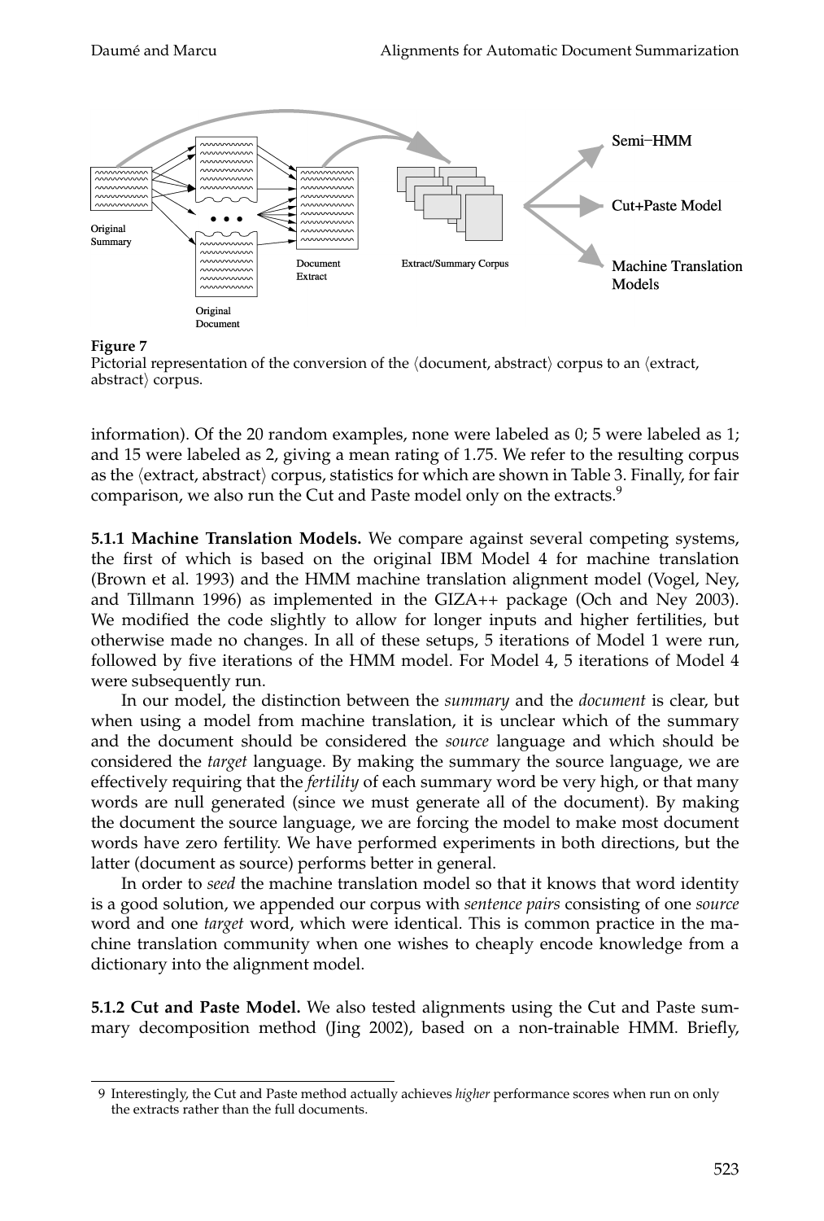**Figure 7**
Pictorial representation of the conversion of the ⟨document, abstract⟩ corpus to an ⟨extract, abstract⟩ corpus.

information). Of the 20 random examples, none were labeled as 0; 5 were labeled as 1; and 15 were labeled as 2, giving a mean rating of 1.75. We refer to the resulting corpus as the ⟨extract, abstract⟩ corpus, statistics for which are shown in Table 3. Finally, for fair comparison, we also run the Cut and Paste model only on the extracts.[9]

**5.1.1 Machine Translation Models.** We compare against several competing systems, the first of which is based on the original IBM Model 4 for machine translation (Brown et al. 1993) and the HMM machine translation alignment model (Vogel, Ney, and Tillmann 1996) as implemented in the GIZA++ package (Och and Ney 2003). We modified the code slightly to allow for longer inputs and higher fertilities, but otherwise made no changes. In all of these setups, 5 iterations of Model 1 were run, followed by five iterations of the HMM model. For Model 4, 5 iterations of Model 4 were subsequently run.

In our model, the distinction between the *summary* and the *document* is clear, but when using a model from machine translation, it is unclear which of the summary and the document should be considered the *source* language and which should be considered the *target* language. By making the summary the source language, we are effectively requiring that the *fertility* of each summary word be very high, or that many words are null generated (since we must generate all of the document). By making the document the source language, we are forcing the model to make most document words have zero fertility. We have performed experiments in both directions, but the latter (document as source) performs better in general.

In order to *seed* the machine translation model so that it knows that word identity is a good solution, we appended our corpus with *sentence pairs* consisting of one *source* word and one *target* word, which were identical. This is common practice in the machine translation community when one wishes to cheaply encode knowledge from a dictionary into the alignment model.

**5.1.2 Cut and Paste Model.** We also tested alignments using the Cut and Paste summary decomposition method (Jing 2002), based on a non-trainable HMM. Briefly,

---

9 Interestingly, the Cut and Paste method actually achieves *higher* performance scores when run on only the extracts rather than the full documents.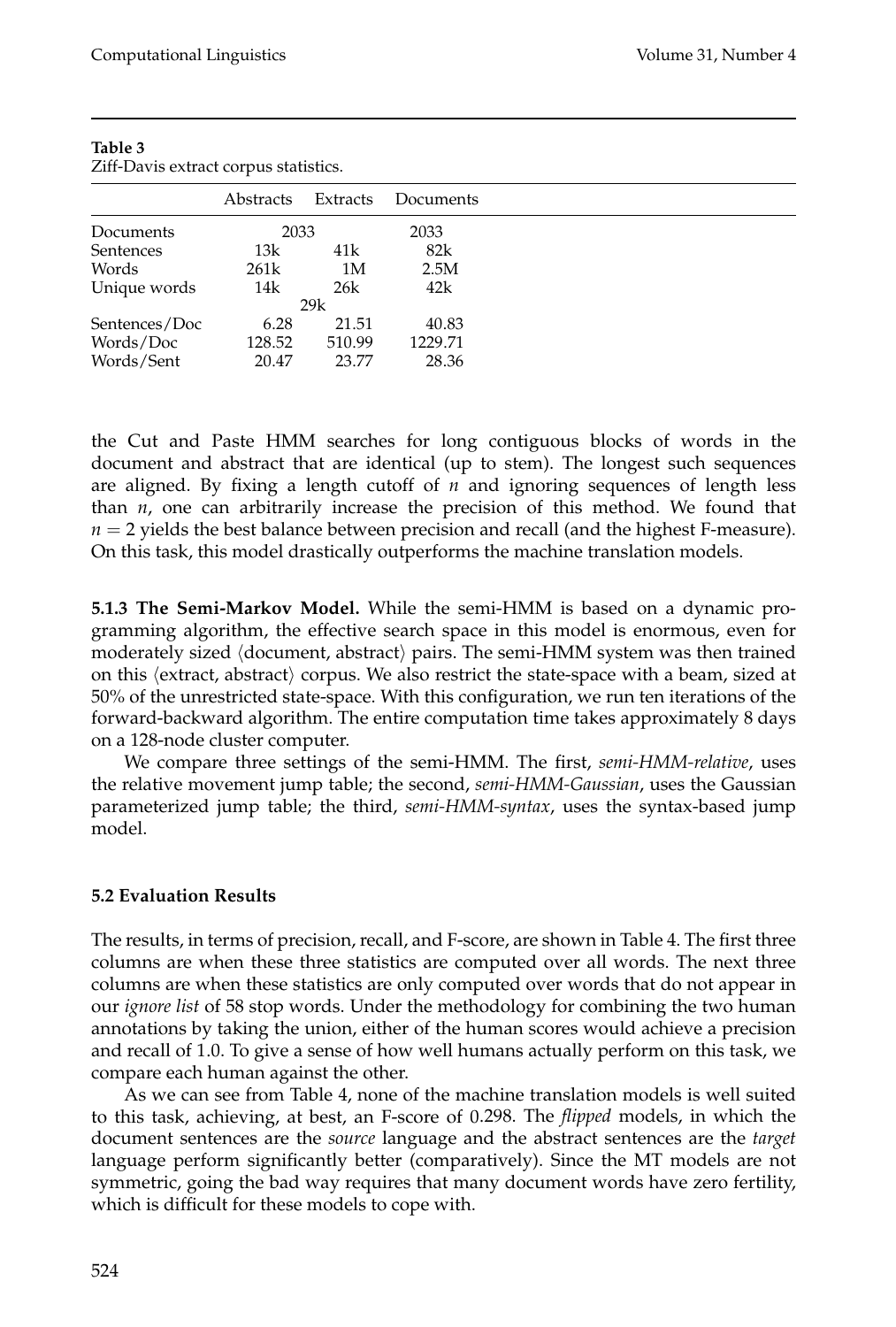**Table 3**
Ziff-Davis extract corpus statistics.

| | Abstracts | Extracts | Documents |
|---|---|---|---|
| Documents | 2033 | | 2033 |
| Sentences | 13k | 41k | 82k |
| Words | 261k | 1M | 2.5M |
| Unique words | 14k | 26k | 42k |
| | 29k | | |
| Sentences/Doc | 6.28 | 21.51 | 40.83 |
| Words/Doc | 128.52 | 510.99 | 1229.71 |
| Words/Sent | 20.47 | 23.77 | 28.36 |

the Cut and Paste HMM searches for long contiguous blocks of words in the document and abstract that are identical (up to stem). The longest such sequences are aligned. By fixing a length cutoff of $n$ and ignoring sequences of length less than $n$, one can arbitrarily increase the precision of this method. We found that $n = 2$ yields the best balance between precision and recall (and the highest F-measure). On this task, this model drastically outperforms the machine translation models.

**5.1.3 The Semi-Markov Model.** While the semi-HMM is based on a dynamic programming algorithm, the effective search space in this model is enormous, even for moderately sized ⟨document, abstract⟩ pairs. The semi-HMM system was then trained on this ⟨extract, abstract⟩ corpus. We also restrict the state-space with a beam, sized at 50% of the unrestricted state-space. With this configuration, we run ten iterations of the forward-backward algorithm. The entire computation time takes approximately 8 days on a 128-node cluster computer.

We compare three settings of the semi-HMM. The first, *semi-HMM-relative*, uses the relative movement jump table; the second, *semi-HMM-Gaussian*, uses the Gaussian parameterized jump table; the third, *semi-HMM-syntax*, uses the syntax-based jump model.

### 5.2 Evaluation Results

The results, in terms of precision, recall, and F-score, are shown in Table 4. The first three columns are when these three statistics are computed over all words. The next three columns are when these statistics are only computed over words that do not appear in our *ignore list* of 58 stop words. Under the methodology for combining the two human annotations by taking the union, either of the human scores would achieve a precision and recall of 1.0. To give a sense of how well humans actually perform on this task, we compare each human against the other.

As we can see from Table 4, none of the machine translation models is well suited to this task, achieving, at best, an F-score of 0.298. The *flipped* models, in which the document sentences are the *source* language and the abstract sentences are the *target* language perform significantly better (comparatively). Since the MT models are not symmetric, going the bad way requires that many document words have zero fertility, which is difficult for these models to cope with.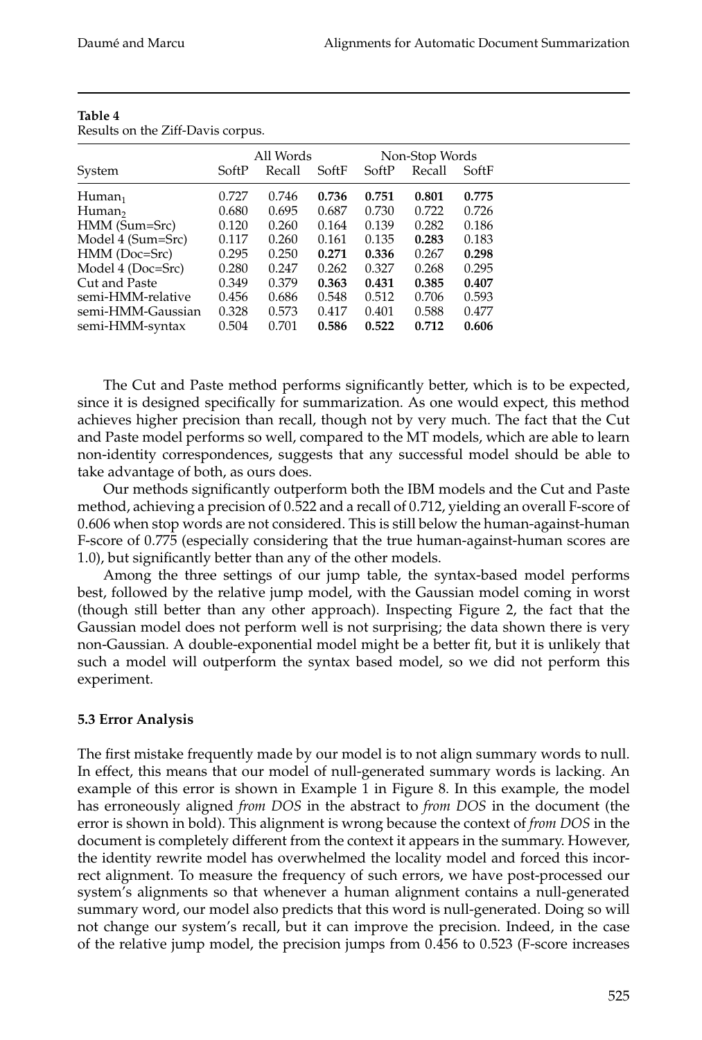**Table 4**
Results on the Ziff-Davis corpus.

| System | All Words | | | Non-Stop Words | | |
|---|---|---|---|---|---|---|
| | SoftP | Recall | SoftF | SoftP | Recall | SoftF |
| $\text{Human}_1$ | 0.727 | 0.746 | **0.736** | **0.751** | **0.801** | **0.775** |
| $\text{Human}_2$ | 0.680 | 0.695 | 0.687 | 0.730 | 0.722 | 0.726 |
| HMM (Sum=Src) | 0.120 | 0.260 | 0.164 | 0.139 | 0.282 | 0.186 |
| Model 4 (Sum=Src) | 0.117 | 0.260 | 0.161 | 0.135 | **0.283** | 0.183 |
| HMM (Doc=Src) | 0.295 | 0.250 | **0.271** | **0.336** | 0.267 | **0.298** |
| Model 4 (Doc=Src) | 0.280 | 0.247 | 0.262 | 0.327 | 0.268 | 0.295 |
| Cut and Paste | 0.349 | 0.379 | **0.363** | **0.431** | **0.385** | **0.407** |
| semi-HMM-relative | 0.456 | 0.686 | 0.548 | 0.512 | 0.706 | 0.593 |
| semi-HMM-Gaussian | 0.328 | 0.573 | 0.417 | 0.401 | 0.588 | 0.477 |
| semi-HMM-syntax | 0.504 | 0.701 | **0.586** | **0.522** | **0.712** | **0.606** |

The Cut and Paste method performs significantly better, which is to be expected, since it is designed specifically for summarization. As one would expect, this method achieves higher precision than recall, though not by very much. The fact that the Cut and Paste model performs so well, compared to the MT models, which are able to learn non-identity correspondences, suggests that any successful model should be able to take advantage of both, as ours does.

Our methods significantly outperform both the IBM models and the Cut and Paste method, achieving a precision of 0.522 and a recall of 0.712, yielding an overall F-score of 0.606 when stop words are not considered. This is still below the human-against-human F-score of 0.775 (especially considering that the true human-against-human scores are 1.0), but significantly better than any of the other models.

Among the three settings of our jump table, the syntax-based model performs best, followed by the relative jump model, with the Gaussian model coming in worst (though still better than any other approach). Inspecting Figure 2, the fact that the Gaussian model does not perform well is not surprising; the data shown there is very non-Gaussian. A double-exponential model might be a better fit, but it is unlikely that such a model will outperform the syntax based model, so we did not perform this experiment.

### 5.3 Error Analysis

The first mistake frequently made by our model is to not align summary words to null. In effect, this means that our model of null-generated summary words is lacking. An example of this error is shown in Example 1 in Figure 8. In this example, the model has erroneously aligned *from DOS* in the abstract to *from DOS* in the document (the error is shown in bold). This alignment is wrong because the context of *from DOS* in the document is completely different from the context it appears in the summary. However, the identity rewrite model has overwhelmed the locality model and forced this incorrect alignment. To measure the frequency of such errors, we have post-processed our system's alignments so that whenever a human alignment contains a null-generated summary word, our model also predicts that this word is null-generated. Doing so will not change our system's recall, but it can improve the precision. Indeed, in the case of the relative jump model, the precision jumps from 0.456 to 0.523 (F-score increases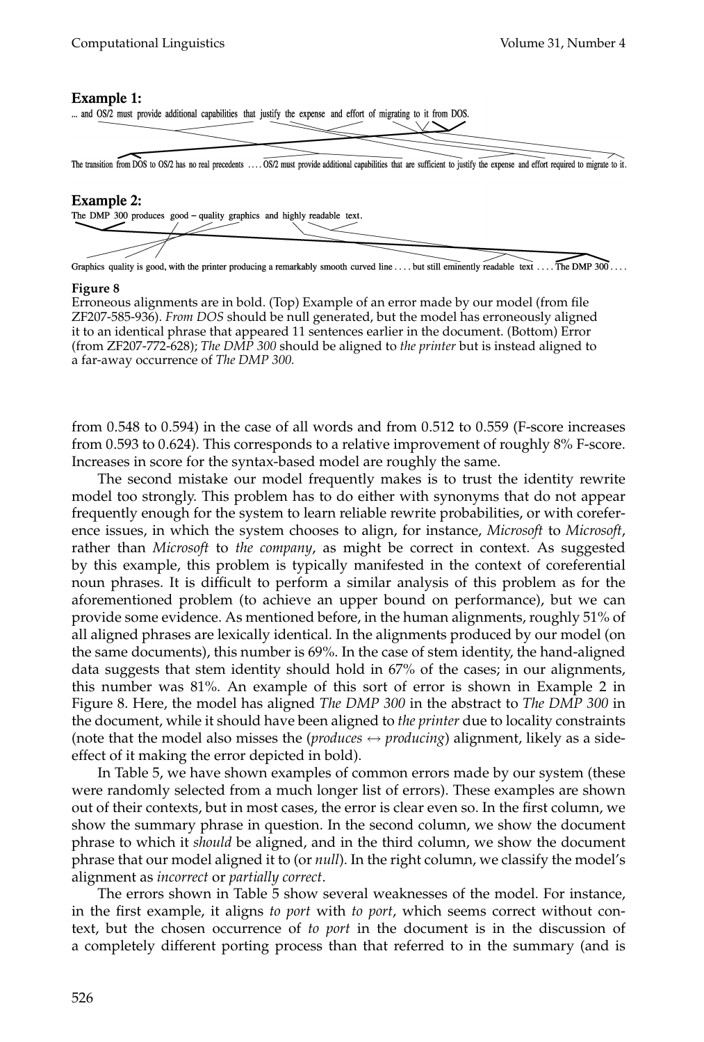**Example 1:**

... and OS/2 must provide additional capabilities that justify the expense and effort of migrating to it from DOS.

The transition from DOS to OS/2 has no real precedents .... OS/2 must provide additional capabilities that are sufficient to justify the expense and effort required to migrate to it.

**Example 2:**

The DMP 300 produces good – quality graphics and highly readable text.

Graphics quality is good, with the printer producing a remarkably smooth curved line .... but still eminently readable text .... The DMP 300 ....

**Figure 8**

Erroneous alignments are in bold. (Top) Example of an error made by our model (from file ZF207-585-936). *From DOS* should be null generated, but the model has erroneously aligned it to an identical phrase that appeared 11 sentences earlier in the document. (Bottom) Error (from ZF207-772-628); *The DMP 300* should be aligned to *the printer* but is instead aligned to a far-away occurrence of *The DMP 300.*

from 0.548 to 0.594) in the case of all words and from 0.512 to 0.559 (F-score increases from 0.593 to 0.624). This corresponds to a relative improvement of roughly 8% F-score. Increases in score for the syntax-based model are roughly the same.

The second mistake our model frequently makes is to trust the identity rewrite model too strongly. This problem has to do either with synonyms that do not appear frequently enough for the system to learn reliable rewrite probabilities, or with coreference issues, in which the system chooses to align, for instance, *Microsoft* to *Microsoft*, rather than *Microsoft* to *the company*, as might be correct in context. As suggested by this example, this problem is typically manifested in the context of coreferential noun phrases. It is difficult to perform a similar analysis of this problem as for the aforementioned problem (to achieve an upper bound on performance), but we can provide some evidence. As mentioned before, in the human alignments, roughly 51% of all aligned phrases are lexically identical. In the alignments produced by our model (on the same documents), this number is 69%. In the case of stem identity, the hand-aligned data suggests that stem identity should hold in 67% of the cases; in our alignments, this number was 81%. An example of this sort of error is shown in Example 2 in Figure 8. Here, the model has aligned *The DMP 300* in the abstract to *The DMP 300* in the document, while it should have been aligned to *the printer* due to locality constraints (note that the model also misses the (*produces* $\leftrightarrow$ *producing*) alignment, likely as a side-effect of it making the error depicted in bold).

In Table 5, we have shown examples of common errors made by our system (these were randomly selected from a much longer list of errors). These examples are shown out of their contexts, but in most cases, the error is clear even so. In the first column, we show the summary phrase in question. In the second column, we show the document phrase to which it *should* be aligned, and in the third column, we show the document phrase that our model aligned it to (or *null*). In the right column, we classify the model's alignment as *incorrect* or *partially correct*.

The errors shown in Table 5 show several weaknesses of the model. For instance, in the first example, it aligns *to port* with *to port*, which seems correct without context, but the chosen occurrence of *to port* in the document is in the discussion of a completely different porting process than that referred to in the summary (and is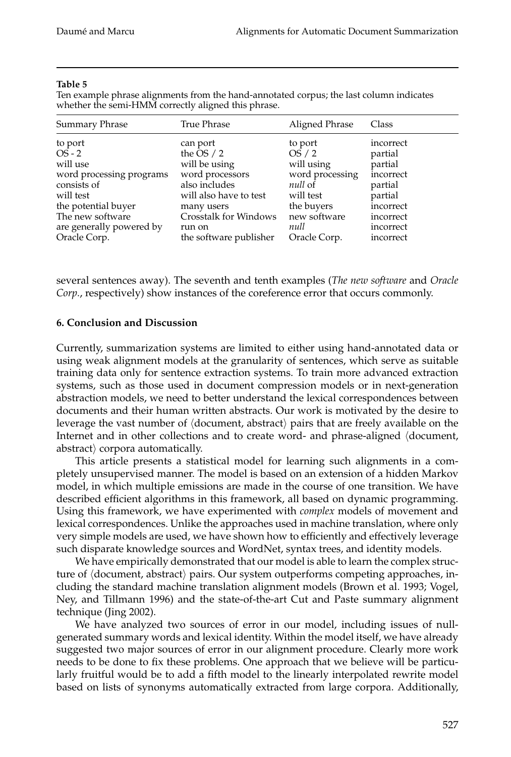**Table 5**
Ten example phrase alignments from the hand-annotated corpus; the last column indicates whether the semi-HMM correctly aligned this phrase.

| Summary Phrase | True Phrase | Aligned Phrase | Class |
|---|---|---|---|
| to port | can port | to port | incorrect |
| OS - 2 | the OS / 2 | OS / 2 | partial |
| will use | will be using | will using | partial |
| word processing programs | word processors | word processing | incorrect |
| consists of | also includes | *null* of | partial |
| will test | will also have to test | will test | partial |
| the potential buyer | many users | the buyers | incorrect |
| The new software | Crosstalk for Windows | new software | incorrect |
| are generally powered by | run on | *null* | incorrect |
| Oracle Corp. | the software publisher | Oracle Corp. | incorrect |

several sentences away). The seventh and tenth examples (*The new software* and *Oracle Corp.*, respectively) show instances of the coreference error that occurs commonly.

## 6. Conclusion and Discussion

Currently, summarization systems are limited to either using hand-annotated data or using weak alignment models at the granularity of sentences, which serve as suitable training data only for sentence extraction systems. To train more advanced extraction systems, such as those used in document compression models or in next-generation abstraction models, we need to better understand the lexical correspondences between documents and their human written abstracts. Our work is motivated by the desire to leverage the vast number of ⟨document, abstract⟩ pairs that are freely available on the Internet and in other collections and to create word- and phrase-aligned ⟨document, abstract⟩ corpora automatically.

This article presents a statistical model for learning such alignments in a completely unsupervised manner. The model is based on an extension of a hidden Markov model, in which multiple emissions are made in the course of one transition. We have described efficient algorithms in this framework, all based on dynamic programming. Using this framework, we have experimented with *complex* models of movement and lexical correspondences. Unlike the approaches used in machine translation, where only very simple models are used, we have shown how to efficiently and effectively leverage such disparate knowledge sources and WordNet, syntax trees, and identity models.

We have empirically demonstrated that our model is able to learn the complex structure of ⟨document, abstract⟩ pairs. Our system outperforms competing approaches, including the standard machine translation alignment models (Brown et al. 1993; Vogel, Ney, and Tillmann 1996) and the state-of-the-art Cut and Paste summary alignment technique (Jing 2002).

We have analyzed two sources of error in our model, including issues of null-generated summary words and lexical identity. Within the model itself, we have already suggested two major sources of error in our alignment procedure. Clearly more work needs to be done to fix these problems. One approach that we believe will be particularly fruitful would be to add a fifth model to the linearly interpolated rewrite model based on lists of synonyms automatically extracted from large corpora. Additionally,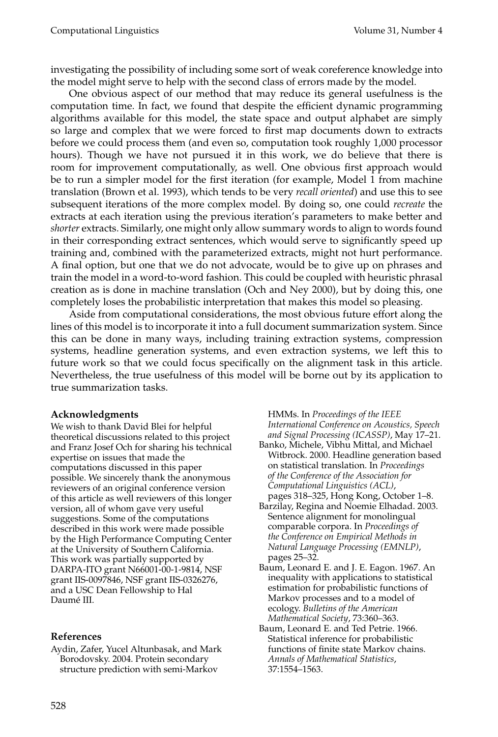investigating the possibility of including some sort of weak coreference knowledge into the model might serve to help with the second class of errors made by the model.

One obvious aspect of our method that may reduce its general usefulness is the computation time. In fact, we found that despite the efficient dynamic programming algorithms available for this model, the state space and output alphabet are simply so large and complex that we were forced to first map documents down to extracts before we could process them (and even so, computation took roughly 1,000 processor hours). Though we have not pursued it in this work, we do believe that there is room for improvement computationally, as well. One obvious first approach would be to run a simpler model for the first iteration (for example, Model 1 from machine translation (Brown et al. 1993), which tends to be very *recall oriented*) and use this to see subsequent iterations of the more complex model. By doing so, one could *recreate* the extracts at each iteration using the previous iteration's parameters to make better and *shorter* extracts. Similarly, one might only allow summary words to align to words found in their corresponding extract sentences, which would serve to significantly speed up training and, combined with the parameterized extracts, might not hurt performance. A final option, but one that we do not advocate, would be to give up on phrases and train the model in a word-to-word fashion. This could be coupled with heuristic phrasal creation as is done in machine translation (Och and Ney 2000), but by doing this, one completely loses the probabilistic interpretation that makes this model so pleasing.

Aside from computational considerations, the most obvious future effort along the lines of this model is to incorporate it into a full document summarization system. Since this can be done in many ways, including training extraction systems, compression systems, headline generation systems, and even extraction systems, we left this to future work so that we could focus specifically on the alignment task in this article. Nevertheless, the true usefulness of this model will be borne out by its application to true summarization tasks.

#### Acknowledgments

We wish to thank David Blei for helpful theoretical discussions related to this project and Franz Josef Och for sharing his technical expertise on issues that made the computations discussed in this paper possible. We sincerely thank the anonymous reviewers of an original conference version of this article as well reviewers of this longer version, all of whom gave very useful suggestions. Some of the computations described in this work were made possible by the High Performance Computing Center at the University of Southern California. This work was partially supported by DARPA-ITO grant N66001-00-1-9814, NSF grant IIS-0097846, NSF grant IIS-0326276, and a USC Dean Fellowship to Hal Daumé III.

#### References

Aydin, Zafer, Yucel Altunbasak, and Mark Borodovsky. 2004. Protein secondary structure prediction with semi-Markov HMMs. In *Proceedings of the IEEE International Conference on Acoustics, Speech and Signal Processing (ICASSP)*, May 17–21.

Banko, Michele, Vibhu Mittal, and Michael Witbrock. 2000. Headline generation based on statistical translation. In *Proceedings of the Conference of the Association for Computational Linguistics (ACL)*, pages 318–325, Hong Kong, October 1–8.

Barzilay, Regina and Noemie Elhadad. 2003. Sentence alignment for monolingual comparable corpora. In *Proceedings of the Conference on Empirical Methods in Natural Language Processing (EMNLP)*, pages 25–32.

Baum, Leonard E. and J. E. Eagon. 1967. An inequality with applications to statistical estimation for probabilistic functions of Markov processes and to a model of ecology. *Bulletins of the American Mathematical Society*, 73:360–363.

Baum, Leonard E. and Ted Petrie. 1966. Statistical inference for probabilistic functions of finite state Markov chains. *Annals of Mathematical Statistics*, 37:1554–1563.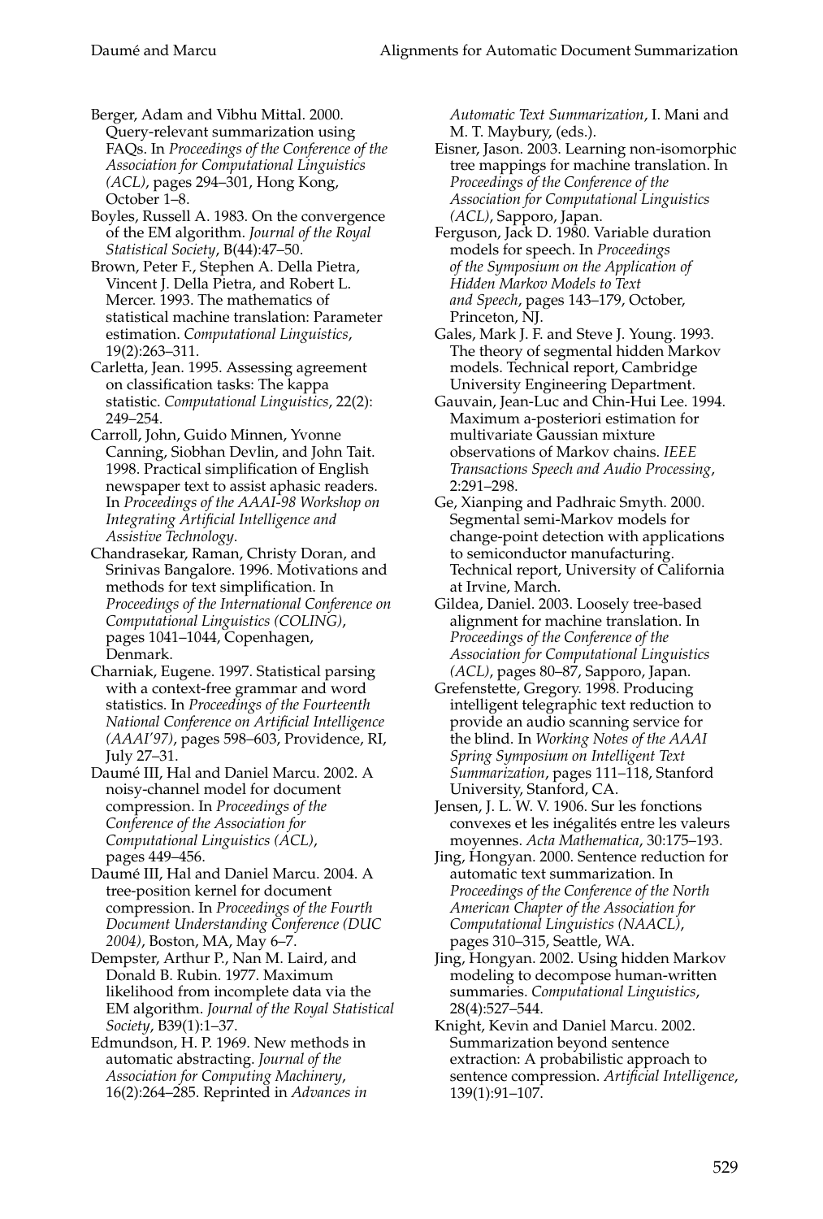Berger, Adam and Vibhu Mittal. 2000. Query-relevant summarization using FAQs. In *Proceedings of the Conference of the Association for Computational Linguistics (ACL)*, pages 294–301, Hong Kong, October 1–8.

Boyles, Russell A. 1983. On the convergence of the EM algorithm. *Journal of the Royal Statistical Society*, B(44):47–50.

Brown, Peter F., Stephen A. Della Pietra, Vincent J. Della Pietra, and Robert L. Mercer. 1993. The mathematics of statistical machine translation: Parameter estimation. *Computational Linguistics*, 19(2):263–311.

Carletta, Jean. 1995. Assessing agreement on classification tasks: The kappa statistic. *Computational Linguistics*, 22(2): 249–254.

Carroll, John, Guido Minnen, Yvonne Canning, Siobhan Devlin, and John Tait. 1998. Practical simplification of English newspaper text to assist aphasic readers. In *Proceedings of the AAAI-98 Workshop on Integrating Artificial Intelligence and Assistive Technology*.

Chandrasekar, Raman, Christy Doran, and Srinivas Bangalore. 1996. Motivations and methods for text simplification. In *Proceedings of the International Conference on Computational Linguistics (COLING)*, pages 1041–1044, Copenhagen, Denmark.

Charniak, Eugene. 1997. Statistical parsing with a context-free grammar and word statistics. In *Proceedings of the Fourteenth National Conference on Artificial Intelligence (AAAI'97)*, pages 598–603, Providence, RI, July 27–31.

Daumé III, Hal and Daniel Marcu. 2002. A noisy-channel model for document compression. In *Proceedings of the Conference of the Association for Computational Linguistics (ACL)*, pages 449–456.

Daumé III, Hal and Daniel Marcu. 2004. A tree-position kernel for document compression. In *Proceedings of the Fourth Document Understanding Conference (DUC 2004)*, Boston, MA, May 6–7.

Dempster, Arthur P., Nan M. Laird, and Donald B. Rubin. 1977. Maximum likelihood from incomplete data via the EM algorithm. *Journal of the Royal Statistical Society*, B39(1):1–37.

Edmundson, H. P. 1969. New methods in automatic abstracting. *Journal of the Association for Computing Machinery*, 16(2):264–285. Reprinted in *Advances in Automatic Text Summarization*, I. Mani and M. T. Maybury, (eds.).

Eisner, Jason. 2003. Learning non-isomorphic tree mappings for machine translation. In *Proceedings of the Conference of the Association for Computational Linguistics (ACL)*, Sapporo, Japan.

Ferguson, Jack D. 1980. Variable duration models for speech. In *Proceedings of the Symposium on the Application of Hidden Markov Models to Text and Speech*, pages 143–179, October, Princeton, NJ.

Gales, Mark J. F. and Steve J. Young. 1993. The theory of segmental hidden Markov models. Technical report, Cambridge University Engineering Department.

Gauvain, Jean-Luc and Chin-Hui Lee. 1994. Maximum a-posteriori estimation for multivariate Gaussian mixture observations of Markov chains. *IEEE Transactions Speech and Audio Processing*, 2:291–298.

Ge, Xianping and Padhraic Smyth. 2000. Segmental semi-Markov models for change-point detection with applications to semiconductor manufacturing. Technical report, University of California at Irvine, March.

Gildea, Daniel. 2003. Loosely tree-based alignment for machine translation. In *Proceedings of the Conference of the Association for Computational Linguistics (ACL)*, pages 80–87, Sapporo, Japan.

Grefenstette, Gregory. 1998. Producing intelligent telegraphic text reduction to provide an audio scanning service for the blind. In *Working Notes of the AAAI Spring Symposium on Intelligent Text Summarization*, pages 111–118, Stanford University, Stanford, CA.

Jensen, J. L. W. V. 1906. Sur les fonctions convexes et les inégalités entre les valeurs moyennes. *Acta Mathematica*, 30:175–193.

Jing, Hongyan. 2000. Sentence reduction for automatic text summarization. In *Proceedings of the Conference of the North American Chapter of the Association for Computational Linguistics (NAACL)*, pages 310–315, Seattle, WA.

Jing, Hongyan. 2002. Using hidden Markov modeling to decompose human-written summaries. *Computational Linguistics*, 28(4):527–544.

Knight, Kevin and Daniel Marcu. 2002. Summarization beyond sentence extraction: A probabilistic approach to sentence compression. *Artificial Intelligence*, 139(1):91–107.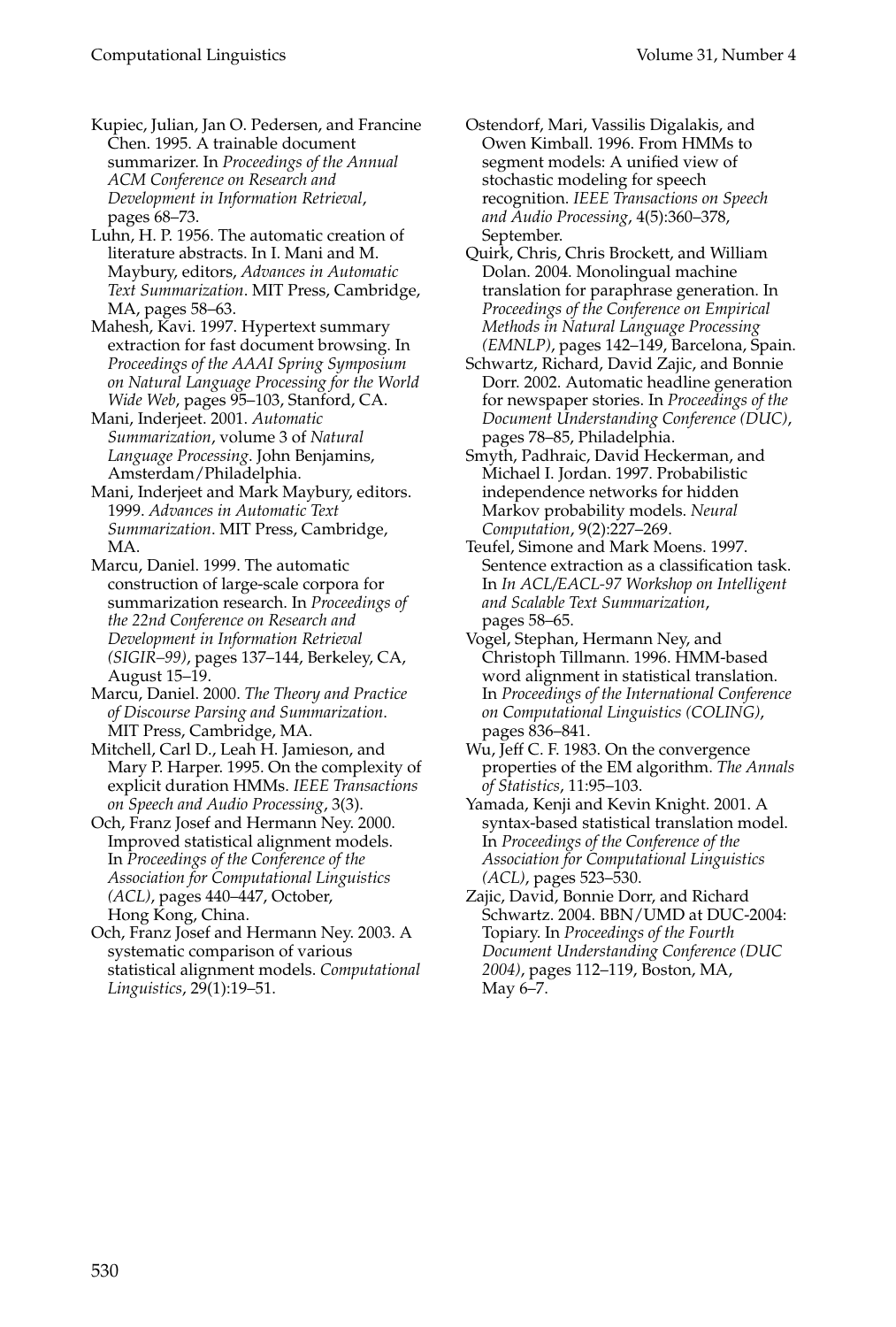Kupiec, Julian, Jan O. Pedersen, and Francine Chen. 1995. A trainable document summarizer. In *Proceedings of the Annual ACM Conference on Research and Development in Information Retrieval*, pages 68–73.

Luhn, H. P. 1956. The automatic creation of literature abstracts. In I. Mani and M. Maybury, editors, *Advances in Automatic Text Summarization*. MIT Press, Cambridge, MA, pages 58–63.

Mahesh, Kavi. 1997. Hypertext summary extraction for fast document browsing. In *Proceedings of the AAAI Spring Symposium on Natural Language Processing for the World Wide Web*, pages 95–103, Stanford, CA.

Mani, Inderjeet. 2001. *Automatic Summarization*, volume 3 of *Natural Language Processing*. John Benjamins, Amsterdam/Philadelphia.

Mani, Inderjeet and Mark Maybury, editors. 1999. *Advances in Automatic Text Summarization*. MIT Press, Cambridge, MA.

Marcu, Daniel. 1999. The automatic construction of large-scale corpora for summarization research. In *Proceedings of the 22nd Conference on Research and Development in Information Retrieval (SIGIR–99)*, pages 137–144, Berkeley, CA, August 15–19.

Marcu, Daniel. 2000. *The Theory and Practice of Discourse Parsing and Summarization*. MIT Press, Cambridge, MA.

Mitchell, Carl D., Leah H. Jamieson, and Mary P. Harper. 1995. On the complexity of explicit duration HMMs. *IEEE Transactions on Speech and Audio Processing*, 3(3).

Och, Franz Josef and Hermann Ney. 2000. Improved statistical alignment models. In *Proceedings of the Conference of the Association for Computational Linguistics (ACL)*, pages 440–447, October, Hong Kong, China.

Och, Franz Josef and Hermann Ney. 2003. A systematic comparison of various statistical alignment models. *Computational Linguistics*, 29(1):19–51.

Ostendorf, Mari, Vassilis Digalakis, and Owen Kimball. 1996. From HMMs to segment models: A unified view of stochastic modeling for speech recognition. *IEEE Transactions on Speech and Audio Processing*, 4(5):360–378, September.

Quirk, Chris, Chris Brockett, and William Dolan. 2004. Monolingual machine translation for paraphrase generation. In *Proceedings of the Conference on Empirical Methods in Natural Language Processing (EMNLP)*, pages 142–149, Barcelona, Spain.

Schwartz, Richard, David Zajic, and Bonnie Dorr. 2002. Automatic headline generation for newspaper stories. In *Proceedings of the Document Understanding Conference (DUC)*, pages 78–85, Philadelphia.

Smyth, Padhraic, David Heckerman, and Michael I. Jordan. 1997. Probabilistic independence networks for hidden Markov probability models. *Neural Computation*, 9(2):227–269.

Teufel, Simone and Mark Moens. 1997. Sentence extraction as a classification task. In *In ACL/EACL-97 Workshop on Intelligent and Scalable Text Summarization*, pages 58–65.

Vogel, Stephan, Hermann Ney, and Christoph Tillmann. 1996. HMM-based word alignment in statistical translation. In *Proceedings of the International Conference on Computational Linguistics (COLING)*, pages 836–841.

Wu, Jeff C. F. 1983. On the convergence properties of the EM algorithm. *The Annals of Statistics*, 11:95–103.

Yamada, Kenji and Kevin Knight. 2001. A syntax-based statistical translation model. In *Proceedings of the Conference of the Association for Computational Linguistics (ACL)*, pages 523–530.

Zajic, David, Bonnie Dorr, and Richard Schwartz. 2004. BBN/UMD at DUC-2004: Topiary. In *Proceedings of the Fourth Document Understanding Conference (DUC 2004)*, pages 112–119, Boston, MA, May 6–7.